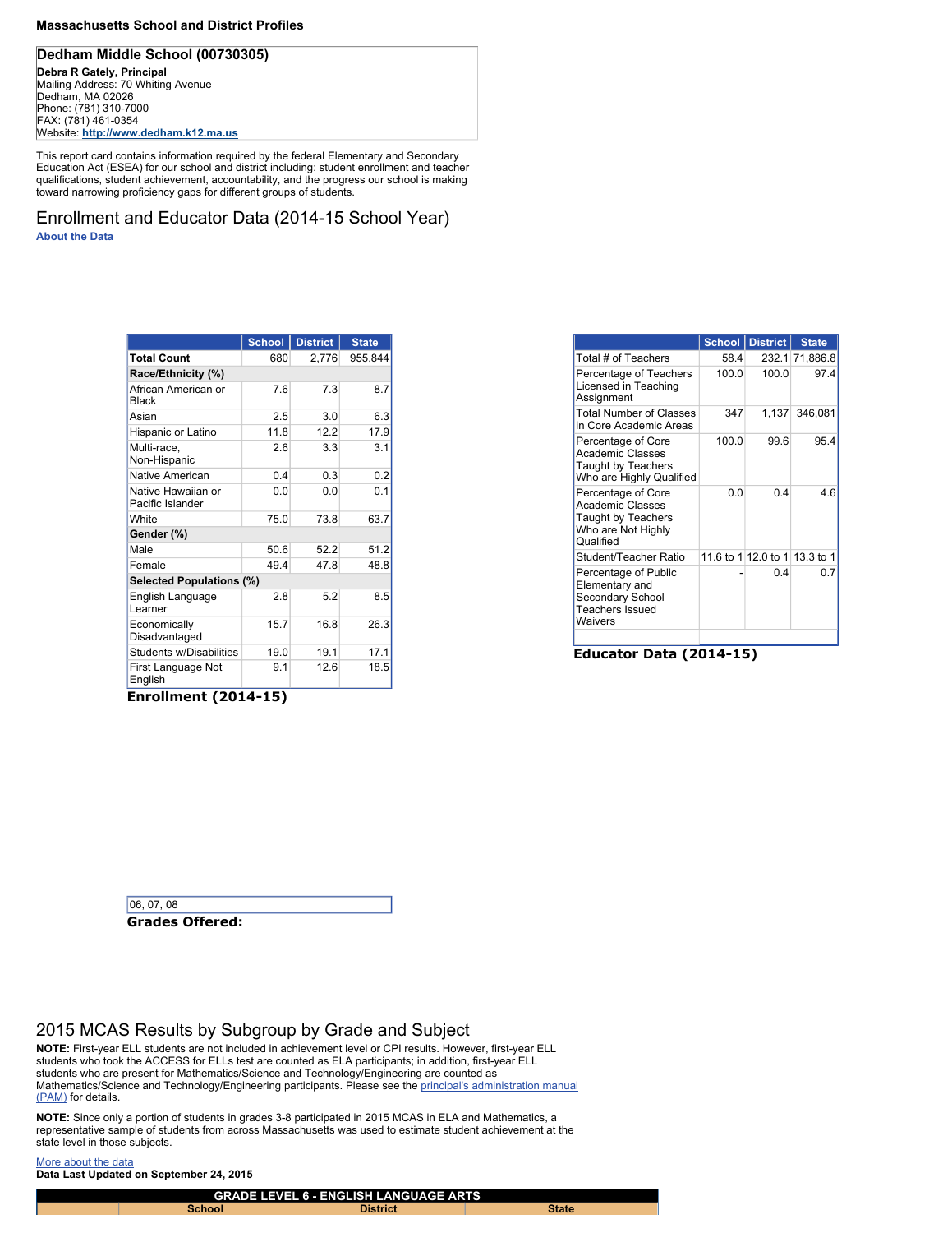**Massachusetts School and District Profiles**

## Dedham Middle School (00730305)

**Debra R Gately, Principal**
Mailing Address: 70 Whiting Avenue
Dedham, MA 02026
Phone: (781) 310-7000
FAX: (781) 461-0354
Website: **http://www.dedham.k12.ma.us**

This report card contains information required by the federal Elementary and Secondary Education Act (ESEA) for our school and district including: student enrollment and teacher qualifications, student achievement, accountability, and the progress our school is making toward narrowing proficiency gaps for different groups of students.

## Enrollment and Educator Data (2014-15 School Year)

About the Data

| | School | District | State |
|---|---|---|---|
| **Total Count** | 680 | 2,776 | 955,844 |
| **Race/Ethnicity (%)** | | | |
| African American or Black | 7.6 | 7.3 | 8.7 |
| Asian | 2.5 | 3.0 | 6.3 |
| Hispanic or Latino | 11.8 | 12.2 | 17.9 |
| Multi-race, Non-Hispanic | 2.6 | 3.3 | 3.1 |
| Native American | 0.4 | 0.3 | 0.2 |
| Native Hawaiian or Pacific Islander | 0.0 | 0.0 | 0.1 |
| White | 75.0 | 73.8 | 63.7 |
| **Gender (%)** | | | |
| Male | 50.6 | 52.2 | 51.2 |
| Female | 49.4 | 47.8 | 48.8 |
| **Selected Populations (%)** | | | |
| English Language Learner | 2.8 | 5.2 | 8.5 |
| Economically Disadvantaged | 15.7 | 16.8 | 26.3 |
| Students w/Disabilities | 19.0 | 19.1 | 17.1 |
| First Language Not English | 9.1 | 12.6 | 18.5 |

**Enrollment (2014-15)**

| | School | District | State |
|---|---|---|---|
| Total # of Teachers | 58.4 | 232.1 | 71,886.8 |
| Percentage of Teachers Licensed in Teaching Assignment | 100.0 | 100.0 | 97.4 |
| Total Number of Classes in Core Academic Areas | 347 | 1,137 | 346,081 |
| Percentage of Core Academic Classes Taught by Teachers Who are Highly Qualified | 100.0 | 99.6 | 95.4 |
| Percentage of Core Academic Classes Taught by Teachers Who are Not Highly Qualified | 0.0 | 0.4 | 4.6 |
| Student/Teacher Ratio | 11.6 to 1 | 12.0 to 1 | 13.3 to 1 |
| Percentage of Public Elementary and Secondary School Teachers Issued Waivers | - | 0.4 | 0.7 |

**Educator Data (2014-15)**

**Grades Offered:** 06, 07, 08

## 2015 MCAS Results by Subgroup by Grade and Subject

**NOTE:** First-year ELL students are not included in achievement level or CPI results. However, first-year ELL students who took the ACCESS for ELLs test are counted as ELA participants; in addition, first-year ELL students who are present for Mathematics/Science and Technology/Engineering are counted as Mathematics/Science and Technology/Engineering participants. Please see the principal's administration manual (PAM) for details.

**NOTE:** Since only a portion of students in grades 3-8 participated in 2015 MCAS in ELA and Mathematics, a representative sample of students from across Massachusetts was used to estimate student achievement at the state level in those subjects.

More about the data
**Data Last Updated on September 24, 2015**

| GRADE LEVEL 6 - ENGLISH LANGUAGE ARTS | | | |
|---|---|---|---|
| | School | District | State |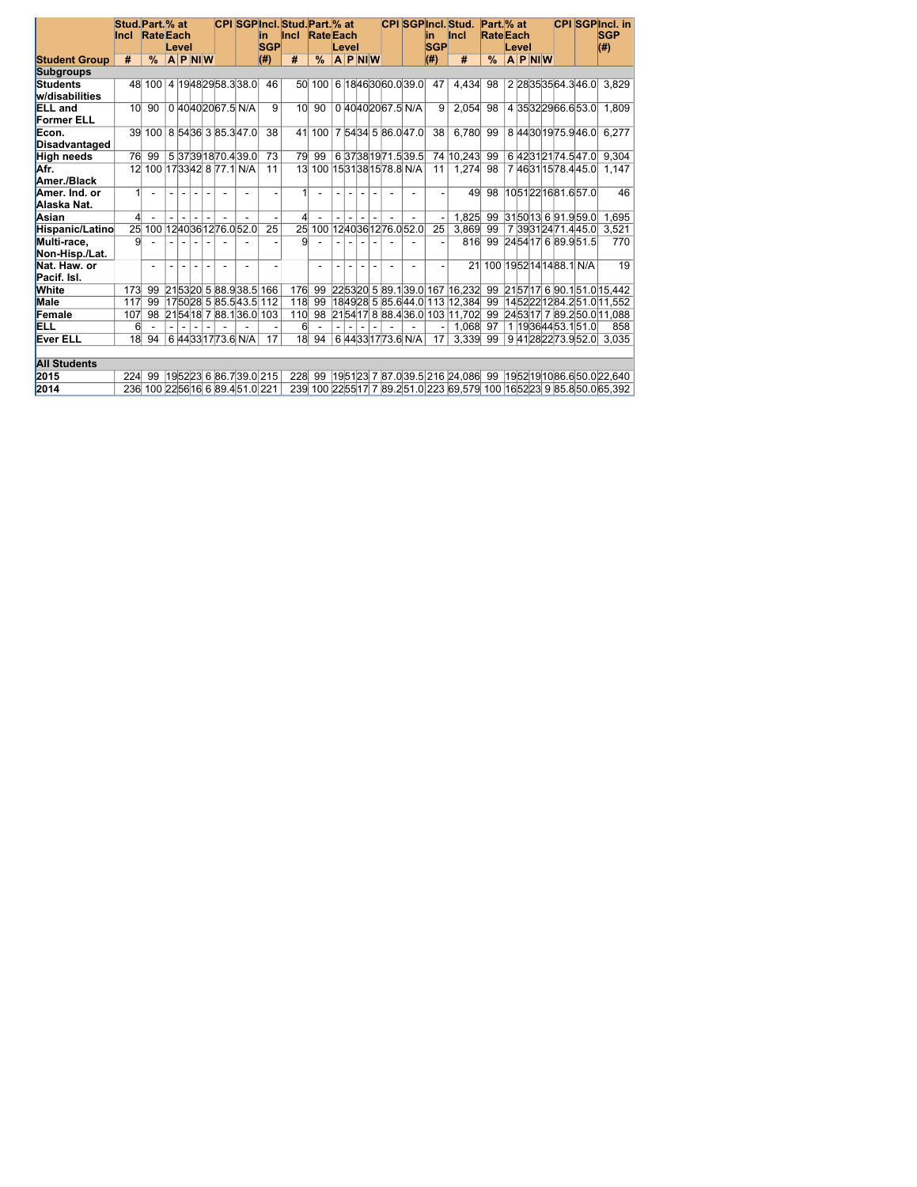| Student Group | Stud. Incl | Part. Rate | % at Each Level | | | | CPI | SGP | Incl. in SGP | Stud. Incl | Part. Rate | % at Each Level | | | | CPI | SGP | Incl. in SGP | Stud. Incl | Part. Rate | % at Each Level | | | | CPI | SGP | Incl. in SGP |
|---|---|---|---|---|---|---|---|---|---|---|---|---|---|---|---|---|---|---|---|---|---|---|---|---|---|---|---|
| | # | % | A | P | NI | W | | | (#) | # | % | A | P | NI | W | | | (#) | # | % | A | P | NI | W | | | (#) |
| **Subgroups** | | | | | | | | | | | | | | | | | | | | | | | | | | | |
| Students w/disabilities | 48 | 100 | 4 | 19 | 48 | 29 | 58.3 | 38.0 | 46 | 50 | 100 | 6 | 18 | 46 | 30 | 60.0 | 39.0 | 47 | 4,434 | 98 | 2 | 28 | 35 | 35 | 64.3 | 46.0 | 3,829 |
| ELL and Former ELL | 10 | 90 | 0 | 40 | 40 | 20 | 67.5 | N/A | 9 | 10 | 90 | 0 | 40 | 40 | 20 | 67.5 | N/A | 9 | 2,054 | 98 | 4 | 35 | 32 | 29 | 66.6 | 53.0 | 1,809 |
| Econ. Disadvantaged | 39 | 100 | 8 | 54 | 36 | 3 | 85.3 | 47.0 | 38 | 41 | 100 | 7 | 54 | 34 | 5 | 86.0 | 47.0 | 38 | 6,780 | 99 | 8 | 44 | 30 | 19 | 75.9 | 46.0 | 6,277 |
| High needs | 76 | 99 | 5 | 37 | 39 | 18 | 70.4 | 39.0 | 73 | 79 | 99 | 6 | 37 | 38 | 19 | 71.5 | 39.5 | 74 | 10,243 | 99 | 6 | 42 | 31 | 21 | 74.5 | 47.0 | 9,304 |
| Afr. Amer./Black | 12 | 100 | 17 | 33 | 42 | 8 | 77.1 | N/A | 11 | 13 | 100 | 15 | 31 | 38 | 15 | 78.8 | N/A | 11 | 1,274 | 98 | 7 | 46 | 31 | 15 | 78.4 | 45.0 | 1,147 |
| Amer. Ind. or Alaska Nat. | 1 | - | - | - | - | - | - | - | - | 1 | - | - | - | - | - | - | - | - | 49 | 98 | 10 | 51 | 22 | 16 | 81.6 | 57.0 | 46 |
| Asian | 4 | - | - | - | - | - | - | - | - | 4 | - | - | - | - | - | - | - | - | 1,825 | 99 | 31 | 50 | 13 | 6 | 91.9 | 59.0 | 1,695 |
| Hispanic/Latino | 25 | 100 | 12 | 40 | 36 | 12 | 76.0 | 52.0 | 25 | 25 | 100 | 12 | 40 | 36 | 12 | 76.0 | 52.0 | 25 | 3,869 | 99 | 7 | 39 | 31 | 24 | 71.4 | 45.0 | 3,521 |
| Multi-race, Non-Hisp./Lat. | 9 | - | - | - | - | - | - | - | - | 9 | - | - | - | - | - | - | - | - | 816 | 99 | 24 | 54 | 17 | 6 | 89.9 | 51.5 | 770 |
| Nat. Haw. or Pacif. Isl. | | - | - | - | - | - | - | - | - | | - | - | - | - | - | - | - | - | 21 | 100 | 19 | 52 | 14 | 14 | 88.1 | N/A | 19 |
| White | 173 | 99 | 21 | 53 | 20 | 5 | 88.9 | 38.5 | 166 | 176 | 99 | 22 | 53 | 20 | 5 | 89.1 | 39.0 | 167 | 16,232 | 99 | 21 | 57 | 17 | 6 | 90.1 | 51.0 | 15,442 |
| Male | 117 | 99 | 17 | 50 | 28 | 5 | 85.5 | 43.5 | 112 | 118 | 99 | 18 | 49 | 28 | 5 | 85.6 | 44.0 | 113 | 12,384 | 99 | 14 | 52 | 22 | 12 | 84.2 | 51.0 | 11,552 |
| Female | 107 | 98 | 21 | 54 | 18 | 7 | 88.1 | 36.0 | 103 | 110 | 98 | 21 | 54 | 17 | 8 | 88.4 | 36.0 | 103 | 11,702 | 99 | 24 | 53 | 17 | 7 | 89.2 | 50.0 | 11,088 |
| ELL | 6 | - | - | - | - | - | - | - | - | 6 | - | - | - | - | - | - | - | - | 1,068 | 97 | 1 | 19 | 36 | 44 | 53.1 | 51.0 | 858 |
| Ever ELL | 18 | 94 | 6 | 44 | 33 | 17 | 73.6 | N/A | 17 | 18 | 94 | 6 | 44 | 33 | 17 | 73.6 | N/A | 17 | 3,339 | 99 | 9 | 41 | 28 | 22 | 73.9 | 52.0 | 3,035 |
| **All Students** | | | | | | | | | | | | | | | | | | | | | | | | | | | |
| 2015 | 224 | 99 | 19 | 52 | 23 | 6 | 86.7 | 39.0 | 215 | 228 | 99 | 19 | 51 | 23 | 7 | 87.0 | 39.5 | 216 | 24,086 | 99 | 19 | 52 | 19 | 10 | 86.6 | 50.0 | 22,640 |
| 2014 | 236 | 100 | 22 | 56 | 16 | 6 | 89.4 | 51.0 | 221 | 239 | 100 | 22 | 55 | 17 | 7 | 89.2 | 51.0 | 223 | 69,579 | 100 | 16 | 52 | 23 | 9 | 85.8 | 50.0 | 65,392 |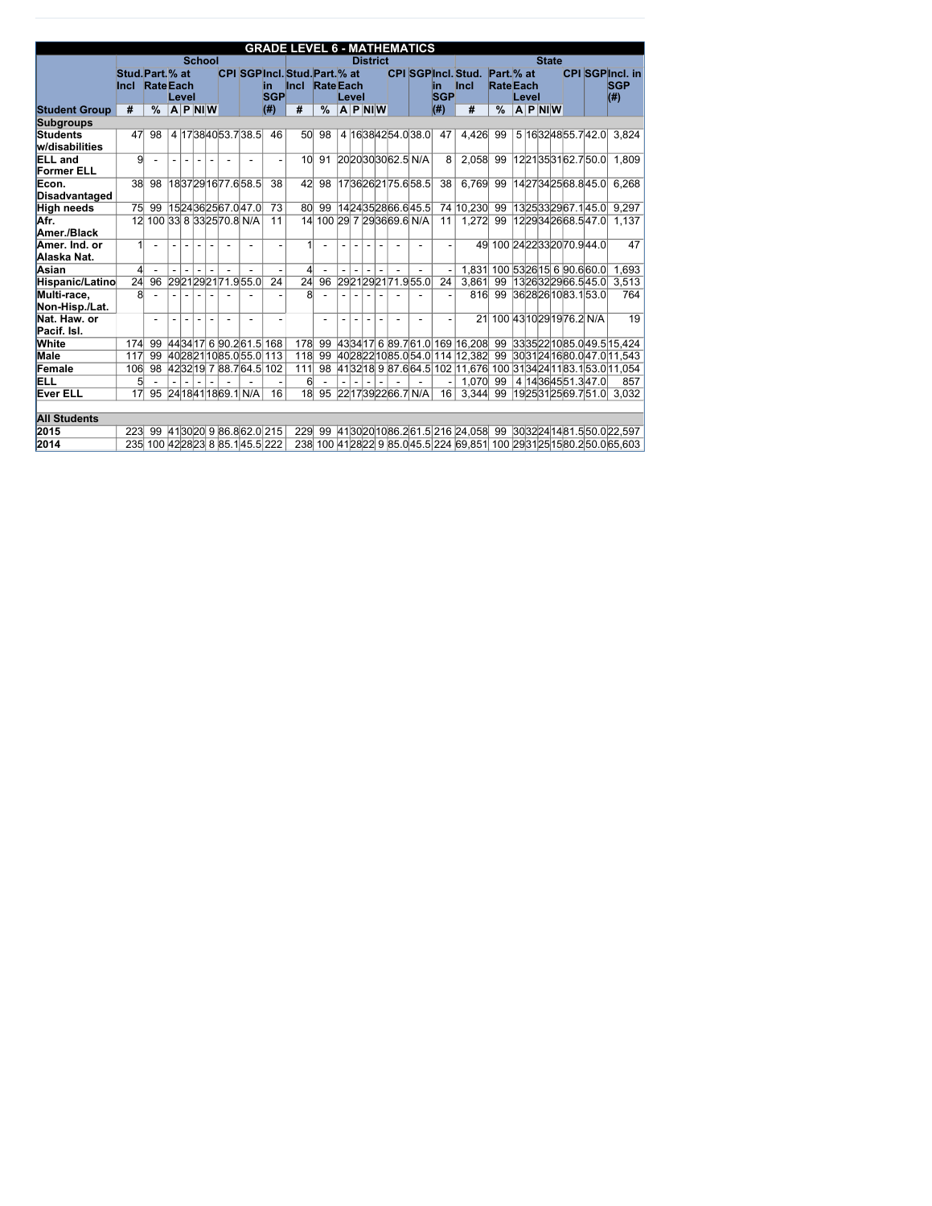| GRADE LEVEL 6 - MATHEMATICS | | | | | | | | | | | | | | | | | | | | | | | | | | | | | | |
|---|---|---|---|---|---|---|---|---|---|---|---|---|---|---|---|---|---|---|---|---|---|---|---|---|---|---|---|---|---|---|
| | School | | | | | | | | | | District | | | | | | | | | | State | | | | | | | | | |
| | Stud. Incl | Part. Rate | % at Each Level | | | | CPI | SGP | Incl. in SGP | Stud. Incl | Part. Rate | % at Each Level | | | | CPI | SGP | Incl. in SGP | Stud. Incl | Part. Rate | % at Each Level | | | | CPI | SGP | Incl. in SGP |
| Student Group | # | % | A | P | NI | W | | | (#) | # | % | A | P | NI | W | | | (#) | # | % | A | P | NI | W | | | (#) |
| **Subgroups** | | | | | | | | | | | | | | | | | | | | | | | | | | | |
| Students w/disabilities | 47 | 98 | 4 | 17 | 38 | 40 | 53.7 | 38.5 | 46 | 50 | 98 | 4 | 16 | 38 | 42 | 54.0 | 38.0 | 47 | 4,426 | 99 | 5 | 16 | 32 | 48 | 55.7 | 42.0 | 3,824 |
| ELL and Former ELL | 9 | - | - | - | - | - | - | - | - | 10 | 91 | 20 | 20 | 30 | 30 | 62.5 | N/A | 8 | 2,058 | 99 | 12 | 21 | 35 | 31 | 62.7 | 50.0 | 1,809 |
| Econ. Disadvantaged | 38 | 98 | 18 | 37 | 29 | 16 | 77.6 | 58.5 | 38 | 42 | 98 | 17 | 36 | 26 | 21 | 75.6 | 58.5 | 38 | 6,769 | 99 | 14 | 27 | 34 | 25 | 68.8 | 45.0 | 6,268 |
| High needs | 75 | 99 | 15 | 24 | 36 | 25 | 67.0 | 47.0 | 73 | 80 | 99 | 14 | 24 | 35 | 28 | 66.6 | 45.5 | 74 | 10,230 | 99 | 13 | 25 | 33 | 29 | 67.1 | 45.0 | 9,297 |
| Afr. Amer./Black | 12 | 100 | 33 | 8 | 33 | 25 | 70.8 | N/A | 11 | 14 | 100 | 29 | 7 | 29 | 36 | 69.6 | N/A | 11 | 1,272 | 99 | 12 | 29 | 34 | 26 | 68.5 | 47.0 | 1,137 |
| Amer. Ind. or Alaska Nat. | 1 | - | - | - | - | - | - | - | - | 1 | - | - | - | - | - | - | - | - | 49 | 100 | 24 | 22 | 33 | 20 | 70.9 | 44.0 | 47 |
| Asian | 4 | - | - | - | - | - | - | - | - | 4 | - | - | - | - | - | - | - | - | 1,831 | 100 | 53 | 26 | 15 | 6 | 90.6 | 60.0 | 1,693 |
| Hispanic/Latino | 24 | 96 | 29 | 21 | 29 | 21 | 71.9 | 55.0 | 24 | 24 | 96 | 29 | 21 | 29 | 21 | 71.9 | 55.0 | 24 | 3,861 | 99 | 13 | 26 | 32 | 29 | 66.5 | 45.0 | 3,513 |
| Multi-race, Non-Hisp./Lat. | 8 | - | - | - | - | - | - | - | - | 8 | - | - | - | - | - | - | - | - | 816 | 99 | 36 | 28 | 26 | 10 | 83.1 | 53.0 | 764 |
| Nat. Haw. or Pacif. Isl. | | - | - | - | - | - | - | - | - | | - | - | - | - | - | - | - | - | 21 | 100 | 43 | 10 | 29 | 19 | 76.2 | N/A | 19 |
| White | 174 | 99 | 44 | 34 | 17 | 6 | 90.2 | 61.5 | 168 | 178 | 99 | 43 | 34 | 17 | 6 | 89.7 | 61.0 | 169 | 16,208 | 99 | 33 | 35 | 22 | 10 | 85.0 | 49.5 | 15,424 |
| Male | 117 | 99 | 40 | 28 | 21 | 10 | 85.0 | 55.0 | 113 | 118 | 99 | 40 | 28 | 22 | 10 | 85.0 | 54.0 | 114 | 12,382 | 99 | 30 | 31 | 24 | 16 | 80.0 | 47.0 | 11,543 |
| Female | 106 | 98 | 42 | 32 | 19 | 7 | 88.7 | 64.5 | 102 | 111 | 98 | 41 | 32 | 18 | 9 | 87.6 | 64.5 | 102 | 11,676 | 100 | 31 | 34 | 24 | 11 | 83.1 | 53.0 | 11,054 |
| ELL | 5 | - | - | - | - | - | - | - | - | 6 | - | - | - | - | - | - | - | - | 1,070 | 99 | 4 | 14 | 36 | 45 | 51.3 | 47.0 | 857 |
| Ever ELL | 17 | 95 | 24 | 18 | 41 | 18 | 69.1 | N/A | 16 | 18 | 95 | 22 | 17 | 39 | 22 | 66.7 | N/A | 16 | 3,344 | 99 | 19 | 25 | 31 | 25 | 69.7 | 51.0 | 3,032 |
| **All Students** | | | | | | | | | | | | | | | | | | | | | | | | | | | |
| 2015 | 223 | 99 | 41 | 30 | 20 | 9 | 86.8 | 62.0 | 215 | 229 | 99 | 41 | 30 | 20 | 10 | 86.2 | 61.5 | 216 | 24,058 | 99 | 30 | 32 | 24 | 14 | 81.5 | 50.0 | 22,597 |
| 2014 | 235 | 100 | 42 | 28 | 23 | 8 | 85.1 | 45.5 | 222 | 238 | 100 | 41 | 28 | 22 | 9 | 85.0 | 45.5 | 224 | 69,851 | 100 | 29 | 31 | 25 | 15 | 80.2 | 50.0 | 65,603 |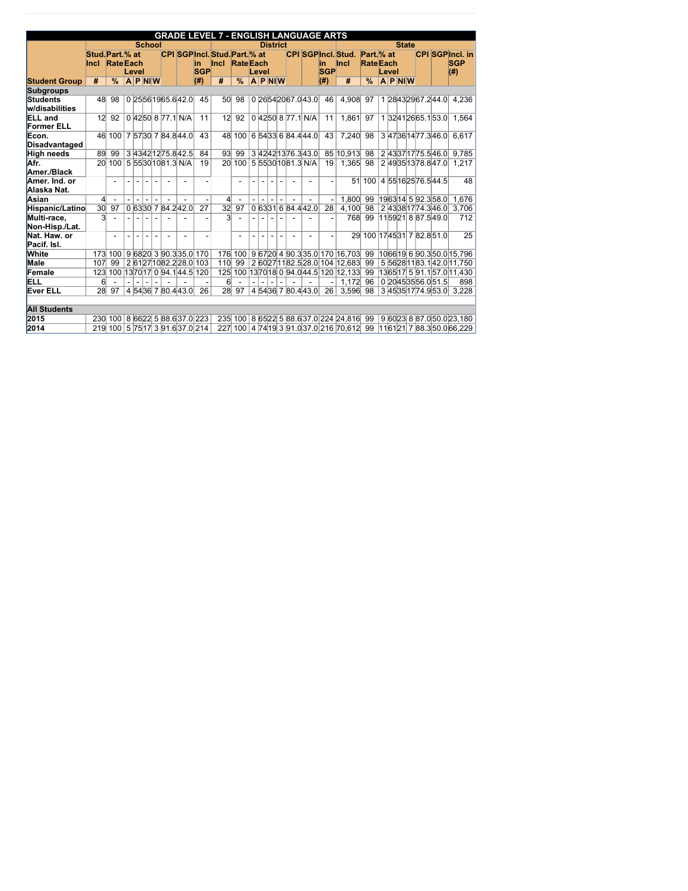| GRADE LEVEL 7 - ENGLISH LANGUAGE ARTS | | | | | | | | | | | | | | | | | | | | | | | | | | | | | | | | | |
|---|---|---|---|---|---|---|---|---|---|---|---|---|---|---|---|---|---|---|---|---|---|---|---|---|---|---|---|---|---|---|---|---|---|
| | School | | | | | | | | | | District | | | | | | | | | | State | | | | | | | | | | | | |
| | Stud. Incl | Part. Rate | % at Each Level | | | | CPI | SGP | Incl. in SGP | Stud. Incl | Part. Rate | % at Each Level | | | | CPI | SGP | Incl. in SGP | Stud. Incl | Part. Rate | % at Each Level | | | | CPI | SGP | Incl. in SGP |
| Student Group | # | % | A | P | NI | W | | | (#) | # | % | A | P | NI | W | | | (#) | # | % | A | P | NI | W | | | (#) |
| **Subgroups** | | | | | | | | | | | | | | | | | | | | | | | | | | | |
| Students w/disabilities | 48 | 98 | 0 | 25 | 56 | 19 | 65.6 | 42.0 | 45 | 50 | 98 | 0 | 26 | 54 | 20 | 67.0 | 43.0 | 46 | 4,908 | 97 | 1 | 28 | 43 | 29 | 67.2 | 44.0 | 4,236 |
| ELL and Former ELL | 12 | 92 | 0 | 42 | 50 | 8 | 77.1 | N/A | 11 | 12 | 92 | 0 | 42 | 50 | 8 | 77.1 | N/A | 11 | 1,861 | 97 | 1 | 32 | 41 | 26 | 65.1 | 53.0 | 1,564 |
| Econ. Disadvantaged | 46 | 100 | 7 | 57 | 30 | 7 | 84.8 | 44.0 | 43 | 48 | 100 | 6 | 54 | 33 | 6 | 84.4 | 44.0 | 43 | 7,240 | 98 | 3 | 47 | 36 | 14 | 77.3 | 46.0 | 6,617 |
| High needs | 89 | 99 | 3 | 43 | 42 | 12 | 75.8 | 42.5 | 84 | 93 | 99 | 3 | 42 | 42 | 13 | 76.3 | 43.0 | 85 | 10,913 | 98 | 2 | 43 | 37 | 17 | 75.5 | 46.0 | 9,785 |
| Afr. Amer./Black | 20 | 100 | 5 | 55 | 30 | 10 | 81.3 | N/A | 19 | 20 | 100 | 5 | 55 | 30 | 10 | 81.3 | N/A | 19 | 1,365 | 98 | 2 | 49 | 35 | 13 | 78.8 | 47.0 | 1,217 |
| Amer. Ind. or Alaska Nat. | | - | - | - | - | - | - | - | - | | - | - | - | - | - | - | - | - | 51 | 100 | 4 | 55 | 16 | 25 | 76.5 | 44.5 | 48 |
| Asian | 4 | - | - | - | - | - | - | - | - | 4 | - | - | - | - | - | - | - | - | 1,800 | 99 | 19 | 63 | 14 | 5 | 92.3 | 58.0 | 1,676 |
| Hispanic/Latino | 30 | 97 | 0 | 63 | 30 | 7 | 84.2 | 42.0 | 27 | 32 | 97 | 0 | 63 | 31 | 6 | 84.4 | 42.0 | 28 | 4,100 | 98 | 2 | 43 | 38 | 17 | 74.3 | 46.0 | 3,706 |
| Multi-race, Non-Hisp./Lat. | 3 | - | - | - | - | - | - | - | - | 3 | - | - | - | - | - | - | - | - | 768 | 99 | 11 | 59 | 21 | 8 | 87.5 | 49.0 | 712 |
| Nat. Haw. or Pacif. Isl. | | - | - | - | - | - | - | - | - | | - | - | - | - | - | - | - | - | 29 | 100 | 17 | 45 | 31 | 7 | 82.8 | 51.0 | 25 |
| White | 173 | 100 | 9 | 68 | 20 | 3 | 90.3 | 35.0 | 170 | 176 | 100 | 9 | 67 | 20 | 4 | 90.3 | 35.0 | 170 | 16,703 | 99 | 10 | 66 | 19 | 6 | 90.3 | 50.0 | 15,796 |
| Male | 107 | 99 | 2 | 61 | 27 | 10 | 82.2 | 28.0 | 103 | 110 | 99 | 2 | 60 | 27 | 11 | 82.5 | 28.0 | 104 | 12,683 | 99 | 5 | 56 | 28 | 11 | 83.1 | 42.0 | 11,750 |
| Female | 123 | 100 | 13 | 70 | 17 | 0 | 94.1 | 44.5 | 120 | 125 | 100 | 13 | 70 | 18 | 0 | 94.0 | 44.5 | 120 | 12,133 | 99 | 13 | 65 | 17 | 5 | 91.1 | 57.0 | 11,430 |
| ELL | 6 | - | - | - | - | - | - | - | - | 6 | - | - | - | - | - | - | - | - | 1,172 | 96 | 0 | 20 | 45 | 35 | 56.0 | 51.5 | 898 |
| Ever ELL | 28 | 97 | 4 | 54 | 36 | 7 | 80.4 | 43.0 | 26 | 28 | 97 | 4 | 54 | 36 | 7 | 80.4 | 43.0 | 26 | 3,596 | 98 | 3 | 45 | 35 | 17 | 74.9 | 53.0 | 3,228 |
| **All Students** | | | | | | | | | | | | | | | | | | | | | | | | | | | |
| 2015 | 230 | 100 | 8 | 66 | 22 | 5 | 88.6 | 37.0 | 223 | 235 | 100 | 8 | 65 | 22 | 5 | 88.6 | 37.0 | 224 | 24,816 | 99 | 9 | 60 | 23 | 8 | 87.0 | 50.0 | 23,180 |
| 2014 | 219 | 100 | 5 | 75 | 17 | 3 | 91.6 | 37.0 | 214 | 227 | 100 | 4 | 74 | 19 | 3 | 91.0 | 37.0 | 216 | 70,612 | 99 | 11 | 61 | 21 | 7 | 88.3 | 50.0 | 66,229 |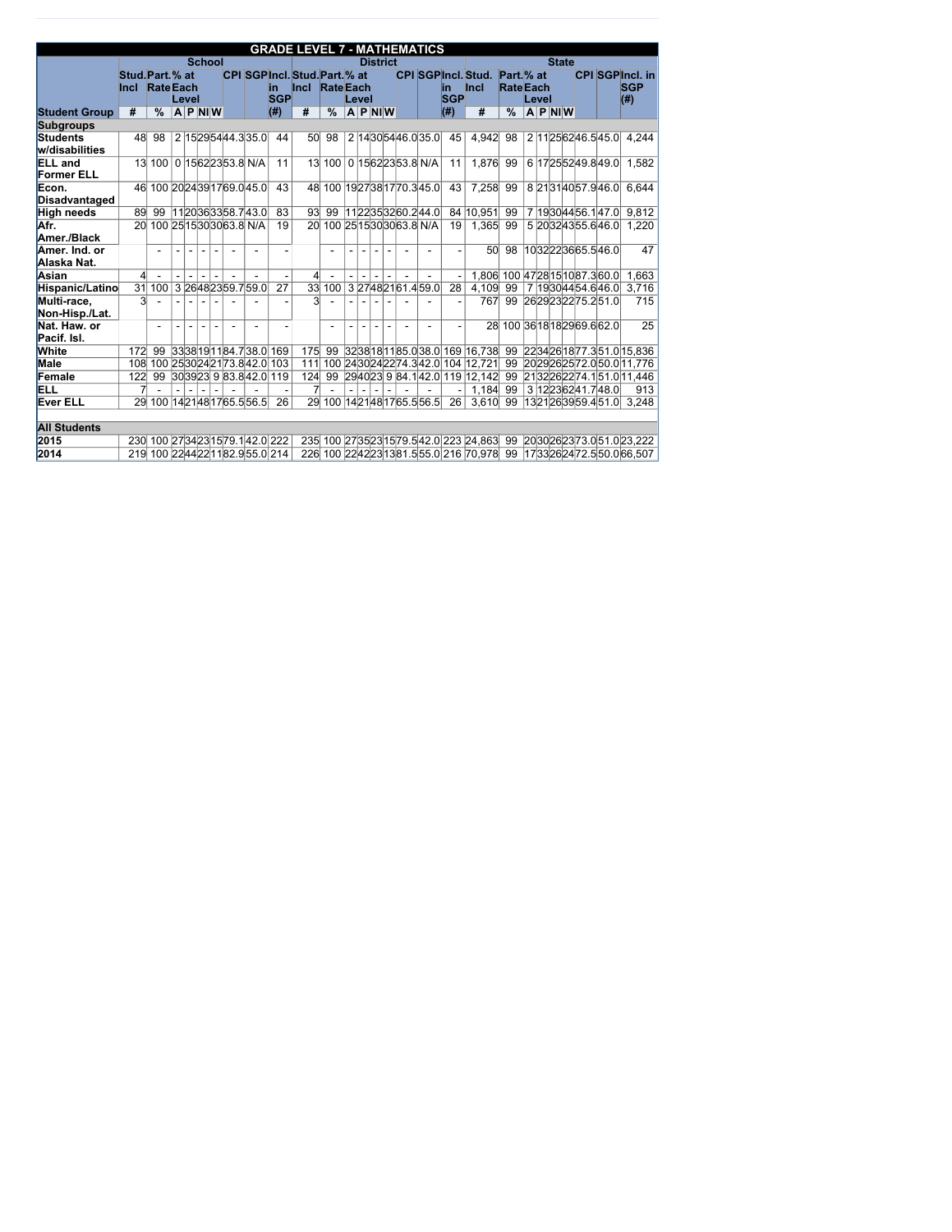| GRADE LEVEL 7 - MATHEMATICS | | | | | | | | | | | | | | | | | | | | | | | | | | | | | | |
|---|---|---|---|---|---|---|---|---|---|---|---|---|---|---|---|---|---|---|---|---|---|---|---|---|---|---|---|---|---|---|
| | School | | | | | | | | | District | | | | | | | | | | State | | | | | | | | | | |
| | Stud. Incl | Part. Rate | % at Each Level | | | | CPI | SGP | Incl. in SGP | Stud. Incl | Part. Rate | % at Each Level | | | | CPI | SGP | Incl. in SGP | Stud. Incl | Part. Rate | % at Each Level | | | | CPI | SGP | Incl. in SGP |
| Student Group | # | % | A | P | NI | W | | | (#) | # | % | A | P | NI | W | | | (#) | # | % | A | P | NI | W | | | (#) |
| **Subgroups** | | | | | | | | | | | | | | | | | | | | | | | | | | | |
| Students w/disabilities | 48 | 98 | 2 | 15 | 29 | 54 | 44.3 | 35.0 | 44 | 50 | 98 | 2 | 14 | 30 | 54 | 46.0 | 35.0 | 45 | 4,942 | 98 | 2 | 11 | 25 | 62 | 46.5 | 45.0 | 4,244 |
| ELL and Former ELL | 13 | 100 | 0 | 15 | 62 | 23 | 53.8 | N/A | 11 | 13 | 100 | 0 | 15 | 62 | 23 | 53.8 | N/A | 11 | 1,876 | 99 | 6 | 17 | 25 | 52 | 49.8 | 49.0 | 1,582 |
| Econ. Disadvantaged | 46 | 100 | 20 | 24 | 39 | 17 | 69.0 | 45.0 | 43 | 48 | 100 | 19 | 27 | 38 | 17 | 70.3 | 45.0 | 43 | 7,258 | 99 | 8 | 21 | 31 | 40 | 57.9 | 46.0 | 6,644 |
| High needs | 89 | 99 | 11 | 20 | 36 | 33 | 58.7 | 43.0 | 83 | 93 | 99 | 11 | 22 | 35 | 32 | 60.2 | 44.0 | 84 | 10,951 | 99 | 7 | 19 | 30 | 44 | 56.1 | 47.0 | 9,812 |
| Afr. Amer./Black | 20 | 100 | 25 | 15 | 30 | 30 | 63.8 | N/A | 19 | 20 | 100 | 25 | 15 | 30 | 30 | 63.8 | N/A | 19 | 1,365 | 99 | 5 | 20 | 32 | 43 | 55.6 | 46.0 | 1,220 |
| Amer. Ind. or Alaska Nat. | | - | - | - | - | - | - | - | - | | - | - | - | - | - | - | - | - | 50 | 98 | 10 | 32 | 22 | 36 | 65.5 | 46.0 | 47 |
| Asian | 4 | - | - | - | - | - | - | - | - | 4 | - | - | - | - | - | - | - | - | 1,806 | 100 | 47 | 28 | 15 | 10 | 87.3 | 60.0 | 1,663 |
| Hispanic/Latino | 31 | 100 | 3 | 26 | 48 | 23 | 59.7 | 59.0 | 27 | 33 | 100 | 3 | 27 | 48 | 21 | 61.4 | 59.0 | 28 | 4,109 | 99 | 7 | 19 | 30 | 44 | 54.6 | 46.0 | 3,716 |
| Multi-race, Non-Hisp./Lat. | 3 | - | - | - | - | - | - | - | - | 3 | - | - | - | - | - | - | - | - | 767 | 99 | 26 | 29 | 23 | 22 | 75.2 | 51.0 | 715 |
| Nat. Haw. or Pacif. Isl. | | - | - | - | - | - | - | - | - | | - | - | - | - | - | - | - | - | 28 | 100 | 36 | 18 | 18 | 29 | 69.6 | 62.0 | 25 |
| White | 172 | 99 | 33 | 38 | 19 | 11 | 84.7 | 38.0 | 169 | 175 | 99 | 32 | 38 | 18 | 11 | 85.0 | 38.0 | 169 | 16,738 | 99 | 22 | 34 | 26 | 18 | 77.3 | 51.0 | 15,836 |
| Male | 108 | 100 | 25 | 30 | 24 | 21 | 73.8 | 42.0 | 103 | 111 | 100 | 24 | 30 | 24 | 22 | 74.3 | 42.0 | 104 | 12,721 | 99 | 20 | 29 | 26 | 25 | 72.0 | 50.0 | 11,776 |
| Female | 122 | 99 | 30 | 39 | 23 | 9 | 83.8 | 42.0 | 119 | 124 | 99 | 29 | 40 | 23 | 9 | 84.1 | 42.0 | 119 | 12,142 | 99 | 21 | 32 | 26 | 22 | 74.1 | 51.0 | 11,446 |
| ELL | 7 | - | - | - | - | - | - | - | - | 7 | - | - | - | - | - | - | - | - | 1,184 | 99 | 3 | 12 | 23 | 62 | 41.7 | 48.0 | 913 |
| Ever ELL | 29 | 100 | 14 | 21 | 48 | 17 | 65.5 | 56.5 | 26 | 29 | 100 | 14 | 21 | 48 | 17 | 65.5 | 56.5 | 26 | 3,610 | 99 | 13 | 21 | 26 | 39 | 59.4 | 51.0 | 3,248 |
| | | | | | | | | | | | | | | | | | | | | | | | | | | | |
| **All Students** | | | | | | | | | | | | | | | | | | | | | | | | | | | |
| 2015 | 230 | 100 | 27 | 34 | 23 | 15 | 79.1 | 42.0 | 222 | 235 | 100 | 27 | 35 | 23 | 15 | 79.5 | 42.0 | 223 | 24,863 | 99 | 20 | 30 | 26 | 23 | 73.0 | 51.0 | 23,222 |
| 2014 | 219 | 100 | 22 | 44 | 22 | 11 | 82.9 | 55.0 | 214 | 226 | 100 | 22 | 42 | 23 | 13 | 81.5 | 55.0 | 216 | 70,978 | 99 | 17 | 33 | 26 | 24 | 72.5 | 50.0 | 66,507 |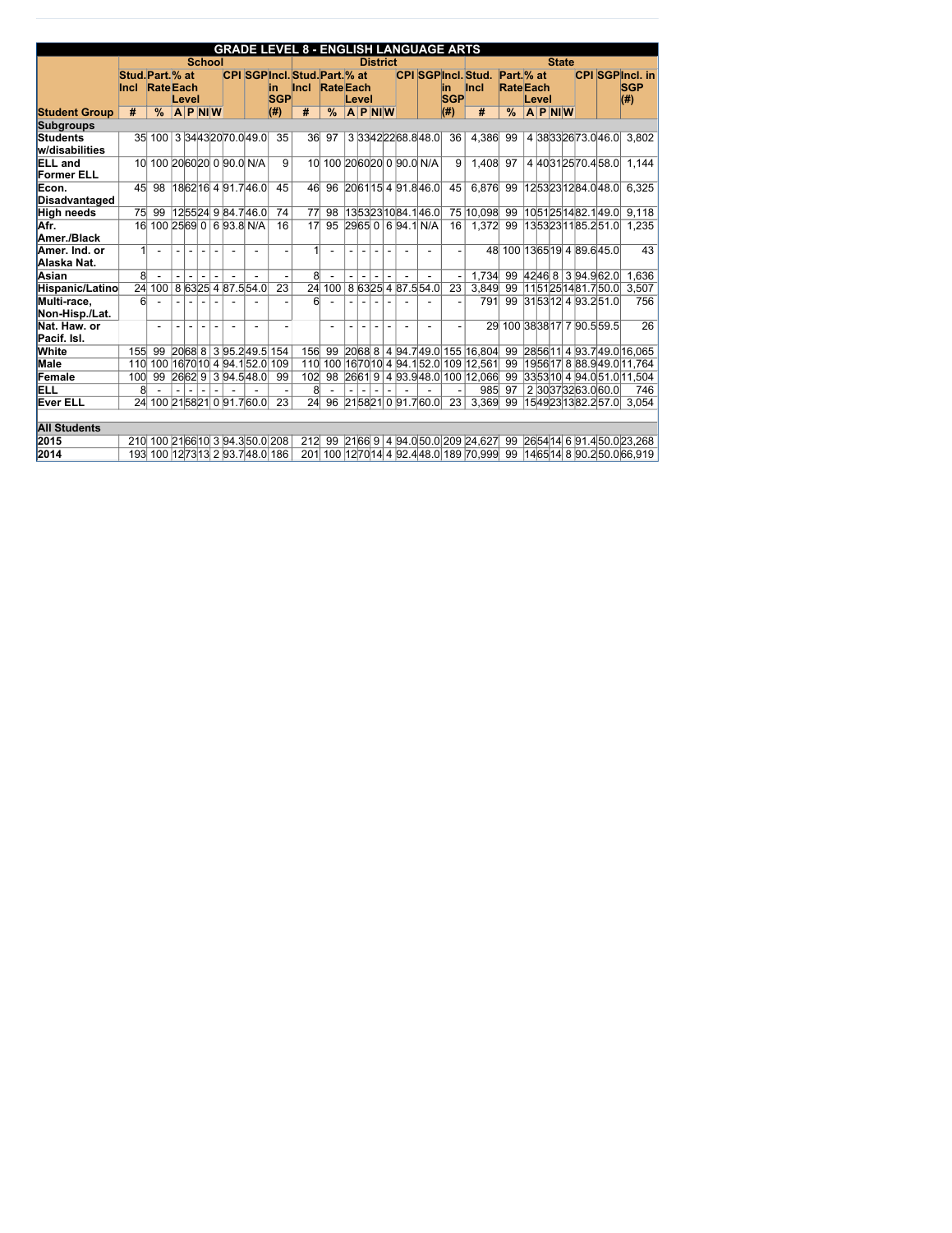## GRADE LEVEL 8 - ENGLISH LANGUAGE ARTS

| Student Group | School | | | | | | | | | District | | | | | | | | | State | | | | | | | | |
|---|---|---|---|---|---|---|---|---|---|---|---|---|---|---|---|---|---|---|---|---|---|---|---|---|---|---|---|
| | Stud. Incl | Part. Rate | % at Each Level | | | | CPI | SGP | Incl. in SGP | Stud. Incl | Part. Rate | % at Each Level | | | | CPI | SGP | Incl. in SGP | Stud. Incl | Part. Rate | % at Each Level | | | | CPI | SGP | Incl. in SGP |
| | # | % | A | P | NI | W | | | (#) | # | % | A | P | NI | W | | | (#) | # | % | A | P | NI | W | | | (#) |
| **Subgroups** | | | | | | | | | | | | | | | | | | | | | | | | | | | |
| Students w/disabilities | 35 | 100 | 3 | 34 | 43 | 20 | 70.0 | 49.0 | 35 | 36 | 97 | 3 | 33 | 42 | 22 | 68.8 | 48.0 | 36 | 4,386 | 99 | 4 | 38 | 33 | 26 | 73.0 | 46.0 | 3,802 |
| ELL and Former ELL | 10 | 100 | 20 | 60 | 20 | 0 | 90.0 | N/A | 9 | 10 | 100 | 20 | 60 | 20 | 0 | 90.0 | N/A | 9 | 1,408 | 97 | 4 | 40 | 31 | 25 | 70.4 | 58.0 | 1,144 |
| Econ. Disadvantaged | 45 | 98 | 18 | 62 | 16 | 4 | 91.7 | 46.0 | 45 | 46 | 96 | 20 | 61 | 15 | 4 | 91.8 | 46.0 | 45 | 6,876 | 99 | 12 | 53 | 23 | 12 | 84.0 | 48.0 | 6,325 |
| High needs | 75 | 99 | 12 | 55 | 24 | 9 | 84.7 | 46.0 | 74 | 77 | 98 | 13 | 53 | 23 | 10 | 84.1 | 46.0 | 75 | 10,098 | 99 | 10 | 51 | 25 | 14 | 82.1 | 49.0 | 9,118 |
| Afr. Amer./Black | 16 | 100 | 25 | 69 | 0 | 6 | 93.8 | N/A | 16 | 17 | 95 | 29 | 65 | 0 | 6 | 94.1 | N/A | 16 | 1,372 | 99 | 13 | 53 | 23 | 11 | 85.2 | 51.0 | 1,235 |
| Amer. Ind. or Alaska Nat. | 1 | - | - | - | - | - | - | - | - | 1 | - | - | - | - | - | - | - | - | 48 | 100 | 13 | 65 | 19 | 4 | 89.6 | 45.0 | 43 |
| Asian | 8 | - | - | - | - | - | - | - | - | 8 | - | - | - | - | - | - | - | - | 1,734 | 99 | 42 | 46 | 8 | 3 | 94.9 | 62.0 | 1,636 |
| Hispanic/Latino | 24 | 100 | 8 | 63 | 25 | 4 | 87.5 | 54.0 | 23 | 24 | 100 | 8 | 63 | 25 | 4 | 87.5 | 54.0 | 23 | 3,849 | 99 | 11 | 51 | 25 | 14 | 81.7 | 50.0 | 3,507 |
| Multi-race, Non-Hisp./Lat. | 6 | - | - | - | - | - | - | - | - | 6 | - | - | - | - | - | - | - | - | 791 | 99 | 31 | 53 | 12 | 4 | 93.2 | 51.0 | 756 |
| Nat. Haw. or Pacif. Isl. | | - | - | - | - | - | - | - | - | | - | - | - | - | - | - | - | - | 29 | 100 | 38 | 38 | 17 | 7 | 90.5 | 59.5 | 26 |
| White | 155 | 99 | 20 | 68 | 8 | 3 | 95.2 | 49.5 | 154 | 156 | 99 | 20 | 68 | 8 | 4 | 94.7 | 49.0 | 155 | 16,804 | 99 | 28 | 56 | 11 | 4 | 93.7 | 49.0 | 16,065 |
| Male | 110 | 100 | 16 | 70 | 10 | 4 | 94.1 | 52.0 | 109 | 110 | 100 | 16 | 70 | 10 | 4 | 94.1 | 52.0 | 109 | 12,561 | 99 | 19 | 56 | 17 | 8 | 88.9 | 49.0 | 11,764 |
| Female | 100 | 99 | 26 | 62 | 9 | 3 | 94.5 | 48.0 | 99 | 102 | 98 | 26 | 61 | 9 | 4 | 93.9 | 48.0 | 100 | 12,066 | 99 | 33 | 53 | 10 | 4 | 94.0 | 51.0 | 11,504 |
| ELL | 8 | - | - | - | - | - | - | - | - | 8 | - | - | - | - | - | - | - | - | 985 | 97 | 2 | 30 | 37 | 32 | 63.0 | 60.0 | 746 |
| Ever ELL | 24 | 100 | 21 | 58 | 21 | 0 | 91.7 | 60.0 | 23 | 24 | 96 | 21 | 58 | 21 | 0 | 91.7 | 60.0 | 23 | 3,369 | 99 | 15 | 49 | 23 | 13 | 82.2 | 57.0 | 3,054 |
| **All Students** | | | | | | | | | | | | | | | | | | | | | | | | | | | |
| 2015 | 210 | 100 | 21 | 66 | 10 | 3 | 94.3 | 50.0 | 208 | 212 | 99 | 21 | 66 | 9 | 4 | 94.0 | 50.0 | 209 | 24,627 | 99 | 26 | 54 | 14 | 6 | 91.4 | 50.0 | 23,268 |
| 2014 | 193 | 100 | 12 | 73 | 13 | 2 | 93.7 | 48.0 | 186 | 201 | 100 | 12 | 70 | 14 | 4 | 92.4 | 48.0 | 189 | 70,999 | 99 | 14 | 65 | 14 | 8 | 90.2 | 50.0 | 66,919 |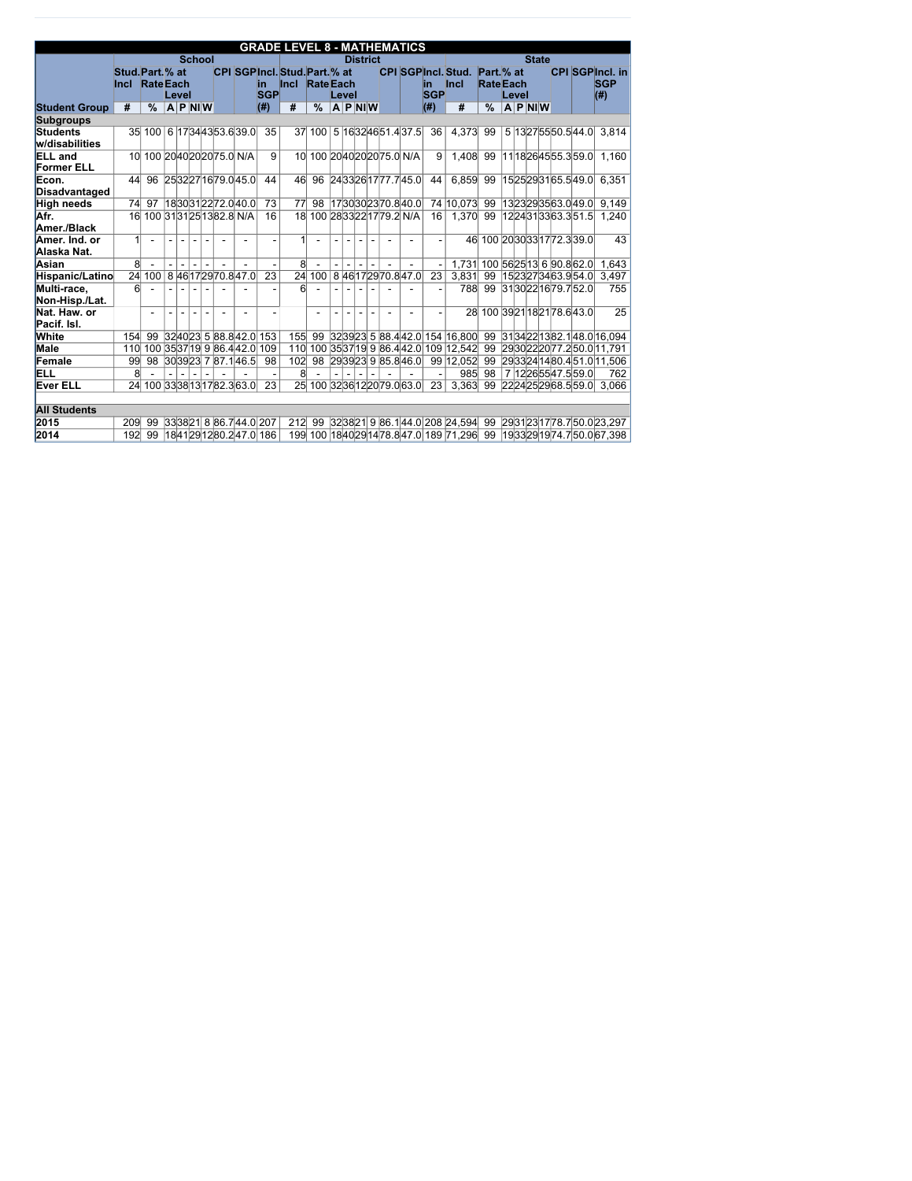| GRADE LEVEL 8 - MATHEMATICS | | | | | | | | | | | | | | | | | | | | | | | | | | | | | | |
|---|---|---|---|---|---|---|---|---|---|---|---|---|---|---|---|---|---|---|---|---|---|---|---|---|---|---|---|---|---|---|
| | School | | | | | | | | | | District | | | | | | | | | | State | | | | | | | | | |
| | Stud. Incl | Part. Rate | % at Each Level | | | | CPI | SGP | Incl. in SGP | Stud. Incl | Part. Rate | % at Each Level | | | | CPI | SGP | Incl. in SGP | Stud. Incl | Part. Rate | % at Each Level | | | | CPI | SGP | Incl. in SGP |
| Student Group | # | % | A | P | NI | W | | | (#) | # | % | A | P | NI | W | | | (#) | # | % | A | P | NI | W | | | (#) |
| **Subgroups** | | | | | | | | | | | | | | | | | | | | | | | | | | | |
| Students w/disabilities | 35 | 100 | 6 | 17 | 34 | 43 | 53.6 | 39.0 | 35 | 37 | 100 | 5 | 16 | 32 | 46 | 51.4 | 37.5 | 36 | 4,373 | 99 | 5 | 13 | 27 | 55 | 50.5 | 44.0 | 3,814 |
| ELL and Former ELL | 10 | 100 | 20 | 40 | 20 | 20 | 75.0 | N/A | 9 | 10 | 100 | 20 | 40 | 20 | 20 | 75.0 | N/A | 9 | 1,408 | 99 | 11 | 18 | 26 | 45 | 55.3 | 59.0 | 1,160 |
| Econ. Disadvantaged | 44 | 96 | 25 | 32 | 27 | 16 | 79.0 | 45.0 | 44 | 46 | 96 | 24 | 33 | 26 | 17 | 77.7 | 45.0 | 44 | 6,859 | 99 | 15 | 25 | 29 | 31 | 65.5 | 49.0 | 6,351 |
| High needs | 74 | 97 | 18 | 30 | 31 | 22 | 72.0 | 40.0 | 73 | 77 | 98 | 17 | 30 | 30 | 23 | 70.8 | 40.0 | 74 | 10,073 | 99 | 13 | 23 | 29 | 35 | 63.0 | 49.0 | 9,149 |
| Afr. Amer./Black | 16 | 100 | 31 | 31 | 25 | 13 | 82.8 | N/A | 16 | 18 | 100 | 28 | 33 | 22 | 17 | 79.2 | N/A | 16 | 1,370 | 99 | 12 | 24 | 31 | 33 | 63.3 | 51.5 | 1,240 |
| Amer. Ind. or Alaska Nat. | 1 | - | - | - | - | - | - | - | - | 1 | - | - | - | - | - | - | - | - | 46 | 100 | 20 | 30 | 33 | 17 | 72.3 | 39.0 | 43 |
| Asian | 8 | - | - | - | - | - | - | - | - | 8 | - | - | - | - | - | - | - | - | 1,731 | 100 | 56 | 25 | 13 | 6 | 90.8 | 62.0 | 1,643 |
| Hispanic/Latino | 24 | 100 | 8 | 46 | 17 | 29 | 70.8 | 47.0 | 23 | 24 | 100 | 8 | 46 | 17 | 29 | 70.8 | 47.0 | 23 | 3,831 | 99 | 15 | 23 | 27 | 34 | 63.9 | 54.0 | 3,497 |
| Multi-race, Non-Hisp./Lat. | 6 | - | - | - | - | - | - | - | - | 6 | - | - | - | - | - | - | - | - | 788 | 99 | 31 | 30 | 22 | 16 | 79.7 | 52.0 | 755 |
| Nat. Haw. or Pacif. Isl. | | - | - | - | - | - | - | - | - | | - | - | - | - | - | - | - | - | 28 | 100 | 39 | 21 | 18 | 21 | 78.6 | 43.0 | 25 |
| White | 154 | 99 | 32 | 40 | 23 | 5 | 88.8 | 42.0 | 153 | 155 | 99 | 32 | 39 | 23 | 5 | 88.4 | 42.0 | 154 | 16,800 | 99 | 31 | 34 | 22 | 13 | 82.1 | 48.0 | 16,094 |
| Male | 110 | 100 | 35 | 37 | 19 | 9 | 86.4 | 42.0 | 109 | 110 | 100 | 35 | 37 | 19 | 9 | 86.4 | 42.0 | 109 | 12,542 | 99 | 29 | 30 | 22 | 20 | 77.2 | 50.0 | 11,791 |
| Female | 99 | 98 | 30 | 39 | 23 | 7 | 87.1 | 46.5 | 98 | 102 | 98 | 29 | 39 | 23 | 9 | 85.8 | 46.0 | 99 | 12,052 | 99 | 29 | 33 | 24 | 14 | 80.4 | 51.0 | 11,506 |
| ELL | 8 | - | - | - | - | - | - | - | - | 8 | - | - | - | - | - | - | - | - | 985 | 98 | 7 | 12 | 26 | 55 | 47.5 | 59.0 | 762 |
| Ever ELL | 24 | 100 | 33 | 38 | 13 | 17 | 82.3 | 63.0 | 23 | 25 | 100 | 32 | 36 | 12 | 20 | 79.0 | 63.0 | 23 | 3,363 | 99 | 22 | 24 | 25 | 29 | 68.5 | 59.0 | 3,066 |
| **All Students** | | | | | | | | | | | | | | | | | | | | | | | | | | | |
| 2015 | 209 | 99 | 33 | 38 | 21 | 8 | 86.7 | 44.0 | 207 | 212 | 99 | 32 | 38 | 21 | 9 | 86.1 | 44.0 | 208 | 24,594 | 99 | 29 | 31 | 23 | 17 | 78.7 | 50.0 | 23,297 |
| 2014 | 192 | 99 | 18 | 41 | 29 | 12 | 80.2 | 47.0 | 186 | 199 | 100 | 18 | 40 | 29 | 14 | 78.8 | 47.0 | 189 | 71,296 | 99 | 19 | 33 | 29 | 19 | 74.7 | 50.0 | 67,398 |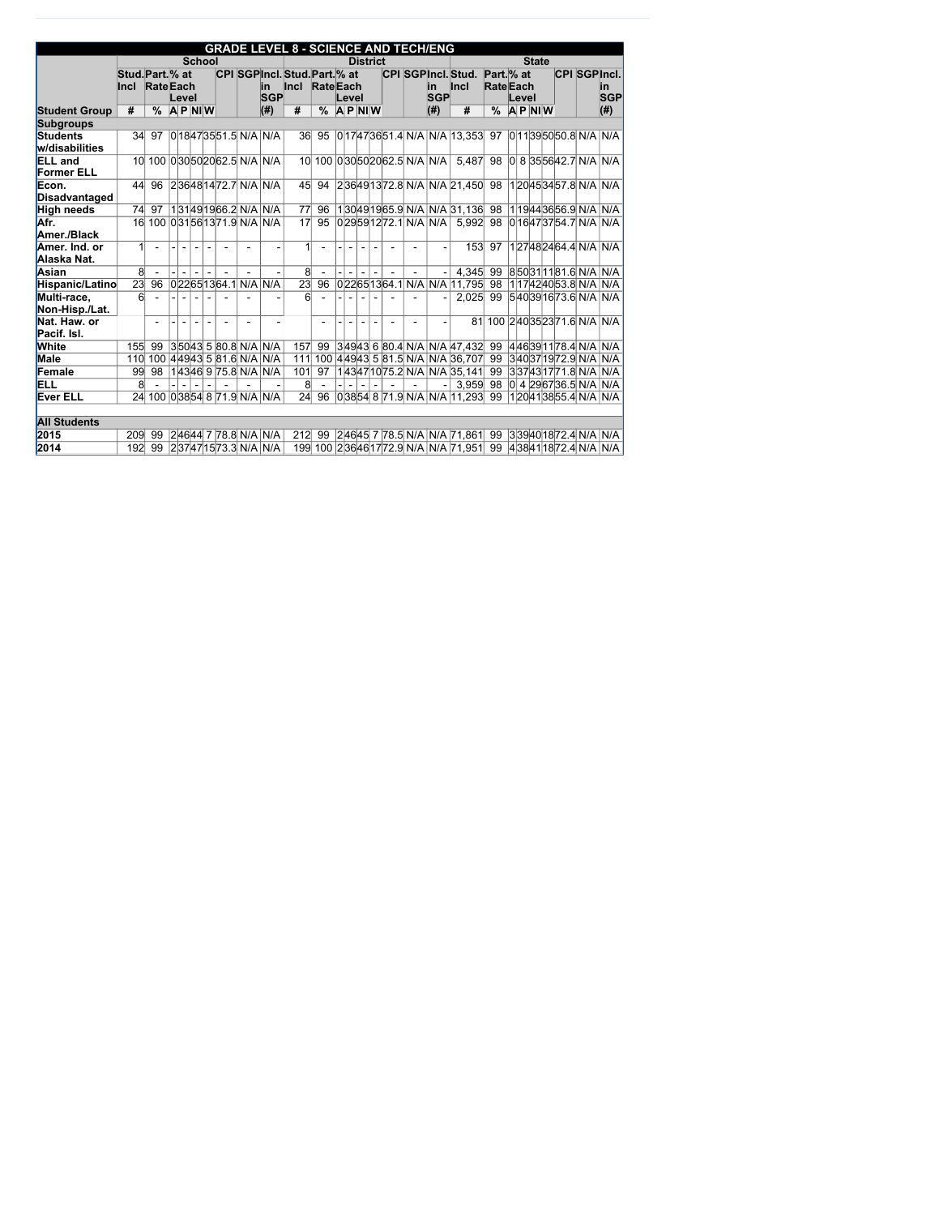| GRADE LEVEL 8 - SCIENCE AND TECH/ENG | | | | | | | | | | | | | | | | | | | | | | | | | | | | |
|---|---|---|---|---|---|---|---|---|---|---|---|---|---|---|---|---|---|---|---|---|---|---|---|---|---|---|---|---|
| | School | | | | | | | | | District | | | | | | | | | | State | | | | | | | | | |
| | Stud. Incl | Part. Rate | % at Each Level | | | | CPI | SGP | Incl. in SGP | Stud. Incl | Part. Rate | % at Each Level | | | | CPI | SGP | Incl. in SGP | Stud. Incl | Part. Rate | % at Each Level | | | | CPI | SGP | Incl. in SGP |
| Student Group | # | % | A | P | NI | W | | | (#) | # | % | A | P | NI | W | | | (#) | # | % | A | P | NI | W | | | (#) |
| **Subgroups** | | | | | | | | | | | | | | | | | | | | | | | | | | | |
| Students w/disabilities | 34 | 97 | 0 | 18 | 47 | 35 | 51.5 | N/A | N/A | 36 | 95 | 0 | 17 | 47 | 36 | 51.4 | N/A | N/A | 13,353 | 97 | 0 | 11 | 39 | 50 | 50.8 | N/A | N/A |
| ELL and Former ELL | 10 | 100 | 0 | 30 | 50 | 20 | 62.5 | N/A | N/A | 10 | 100 | 0 | 30 | 50 | 20 | 62.5 | N/A | N/A | 5,487 | 98 | 0 | 8 | 35 | 56 | 42.7 | N/A | N/A |
| Econ. Disadvantaged | 44 | 96 | 2 | 36 | 48 | 14 | 72.7 | N/A | N/A | 45 | 94 | 2 | 36 | 49 | 13 | 72.8 | N/A | N/A | 21,450 | 98 | 1 | 20 | 45 | 34 | 57.8 | N/A | N/A |
| High needs | 74 | 97 | 1 | 31 | 49 | 19 | 66.2 | N/A | N/A | 77 | 96 | 1 | 30 | 49 | 19 | 65.9 | N/A | N/A | 31,136 | 98 | 1 | 19 | 44 | 36 | 56.9 | N/A | N/A |
| Afr. Amer./Black | 16 | 100 | 0 | 31 | 56 | 13 | 71.9 | N/A | N/A | 17 | 95 | 0 | 29 | 59 | 12 | 72.1 | N/A | N/A | 5,992 | 98 | 0 | 16 | 47 | 37 | 54.7 | N/A | N/A |
| Amer. Ind. or Alaska Nat. | 1 | - | - | - | - | - | - | - | - | 1 | - | - | - | - | - | - | - | - | 153 | 97 | 1 | 27 | 48 | 24 | 64.4 | N/A | N/A |
| Asian | 8 | - | - | - | - | - | - | - | - | 8 | - | - | - | - | - | - | - | - | 4,345 | 99 | 8 | 50 | 31 | 11 | 81.6 | N/A | N/A |
| Hispanic/Latino | 23 | 96 | 0 | 22 | 65 | 13 | 64.1 | N/A | N/A | 23 | 96 | 0 | 22 | 65 | 13 | 64.1 | N/A | N/A | 11,795 | 98 | 1 | 17 | 42 | 40 | 53.8 | N/A | N/A |
| Multi-race, Non-Hisp./Lat. | 6 | - | - | - | - | - | - | - | - | 6 | - | - | - | - | - | - | - | - | 2,025 | 99 | 5 | 40 | 39 | 16 | 73.6 | N/A | N/A |
| Nat. Haw. or Pacif. Isl. | | - | - | - | - | - | - | - | - | | - | - | - | - | - | - | - | - | 81 | 100 | 2 | 40 | 35 | 23 | 71.6 | N/A | N/A |
| White | 155 | 99 | 3 | 50 | 43 | 5 | 80.8 | N/A | N/A | 157 | 99 | 3 | 49 | 43 | 6 | 80.4 | N/A | N/A | 47,432 | 99 | 4 | 46 | 39 | 11 | 78.4 | N/A | N/A |
| Male | 110 | 100 | 4 | 49 | 43 | 5 | 81.6 | N/A | N/A | 111 | 100 | 4 | 49 | 43 | 5 | 81.5 | N/A | N/A | 36,707 | 99 | 3 | 40 | 37 | 19 | 72.9 | N/A | N/A |
| Female | 99 | 98 | 1 | 43 | 46 | 9 | 75.8 | N/A | N/A | 101 | 97 | 1 | 43 | 47 | 10 | 75.2 | N/A | N/A | 35,141 | 99 | 3 | 37 | 43 | 17 | 71.8 | N/A | N/A |
| ELL | 8 | - | - | - | - | - | - | - | - | 8 | - | - | - | - | - | - | - | - | 3,959 | 98 | 0 | 4 | 29 | 67 | 36.5 | N/A | N/A |
| Ever ELL | 24 | 100 | 0 | 38 | 54 | 8 | 71.9 | N/A | N/A | 24 | 96 | 0 | 38 | 54 | 8 | 71.9 | N/A | N/A | 11,293 | 99 | 1 | 20 | 41 | 38 | 55.4 | N/A | N/A |
| | | | | | | | | | | | | | | | | | | | | | | | | | | | |
| **All Students** | | | | | | | | | | | | | | | | | | | | | | | | | | | |
| 2015 | 209 | 99 | 2 | 46 | 44 | 7 | 78.8 | N/A | N/A | 212 | 99 | 2 | 46 | 45 | 7 | 78.5 | N/A | N/A | 71,861 | 99 | 3 | 39 | 40 | 18 | 72.4 | N/A | N/A |
| 2014 | 192 | 99 | 2 | 37 | 47 | 15 | 73.3 | N/A | N/A | 199 | 100 | 2 | 36 | 46 | 17 | 72.9 | N/A | N/A | 71,951 | 99 | 4 | 38 | 41 | 18 | 72.4 | N/A | N/A |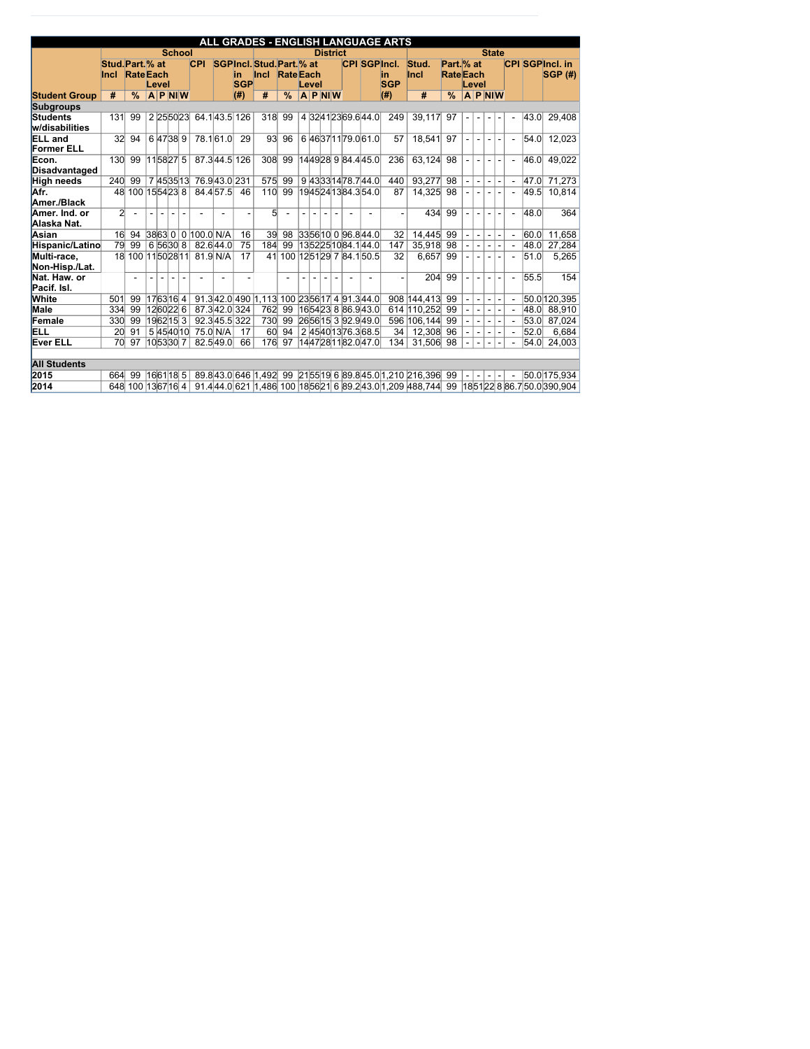# ALL GRADES - ENGLISH LANGUAGE ARTS

| Student Group | School | | | | | | | | | District | | | | | | | | | State | | | | | | | | |
|---|---|---|---|---|---|---|---|---|---|---|---|---|---|---|---|---|---|---|---|---|---|---|---|---|---|---|---|
| | Stud. Incl | Part. Rate | % at Each Level | | | | CPI | SGP | Incl. in SGP | Stud. Incl | Part. Rate | % at Each Level | | | | CPI | SGP | Incl. in SGP | Stud. Incl | Part. Rate | % at Each Level | | | | CPI | SGP | Incl. in SGP (#) |
| | # | % | A | P | NI | W | | | (#) | # | % | A | P | NI | W | | | (#) | # | % | A | P | NI | W | | | |
| **Subgroups** | | | | | | | | | | | | | | | | | | | | | | | | | | | |
| **Students w/disabilities** | 131 | 99 | 2 | 25 | 50 | 23 | 64.1 | 43.5 | 126 | 318 | 99 | 4 | 32 | 41 | 23 | 69.6 | 44.0 | 249 | 39,117 | 97 | - | - | - | - | - | 43.0 | 29,408 |
| **ELL and Former ELL** | 32 | 94 | 6 | 47 | 38 | 9 | 78.1 | 61.0 | 29 | 93 | 96 | 6 | 46 | 37 | 11 | 79.0 | 61.0 | 57 | 18,541 | 97 | - | - | - | - | - | 54.0 | 12,023 |
| **Econ. Disadvantaged** | 130 | 99 | 11 | 58 | 27 | 5 | 87.3 | 44.5 | 126 | 308 | 99 | 14 | 49 | 28 | 9 | 84.4 | 45.0 | 236 | 63,124 | 98 | - | - | - | - | - | 46.0 | 49,022 |
| **High needs** | 240 | 99 | 7 | 45 | 35 | 13 | 76.9 | 43.0 | 231 | 575 | 99 | 9 | 43 | 33 | 14 | 78.7 | 44.0 | 440 | 93,277 | 98 | - | - | - | - | - | 47.0 | 71,273 |
| **Afr. Amer./Black** | 48 | 100 | 15 | 54 | 23 | 8 | 84.4 | 57.5 | 46 | 110 | 99 | 19 | 45 | 24 | 13 | 84.3 | 54.0 | 87 | 14,325 | 98 | - | - | - | - | - | 49.5 | 10,814 |
| **Amer. Ind. or Alaska Nat.** | 2 | - | - | - | - | - | - | - | - | 5 | - | - | - | - | - | - | - | - | 434 | 99 | - | - | - | - | - | 48.0 | 364 |
| **Asian** | 16 | 94 | 38 | 63 | 0 | 0 | 100.0 | N/A | 16 | 39 | 98 | 33 | 56 | 10 | 0 | 96.8 | 44.0 | 32 | 14,445 | 99 | - | - | - | - | - | 60.0 | 11,658 |
| **Hispanic/Latino** | 79 | 99 | 6 | 56 | 30 | 8 | 82.6 | 44.0 | 75 | 184 | 99 | 13 | 52 | 25 | 10 | 84.1 | 44.0 | 147 | 35,918 | 98 | - | - | - | - | - | 48.0 | 27,284 |
| **Multi-race, Non-Hisp./Lat.** | 18 | 100 | 11 | 50 | 28 | 11 | 81.9 | N/A | 17 | 41 | 100 | 12 | 51 | 29 | 7 | 84.1 | 50.5 | 32 | 6,657 | 99 | - | - | - | - | - | 51.0 | 5,265 |
| **Nat. Haw. or Pacif. Isl.** | | - | - | - | - | - | - | - | - | | - | - | - | - | - | - | - | - | 204 | 99 | - | - | - | - | - | 55.5 | 154 |
| **White** | 501 | 99 | 17 | 63 | 16 | 4 | 91.3 | 42.0 | 490 | 1,113 | 100 | 23 | 56 | 17 | 4 | 91.3 | 44.0 | 908 | 144,413 | 99 | - | - | - | - | - | 50.0 | 120,395 |
| **Male** | 334 | 99 | 12 | 60 | 22 | 6 | 87.3 | 42.0 | 324 | 762 | 99 | 16 | 54 | 23 | 8 | 86.9 | 43.0 | 614 | 110,252 | 99 | - | - | - | - | - | 48.0 | 88,910 |
| **Female** | 330 | 99 | 19 | 62 | 15 | 3 | 92.3 | 45.5 | 322 | 730 | 99 | 26 | 56 | 15 | 3 | 92.9 | 49.0 | 596 | 106,144 | 99 | - | - | - | - | - | 53.0 | 87,024 |
| **ELL** | 20 | 91 | 5 | 45 | 40 | 10 | 75.0 | N/A | 17 | 60 | 94 | 2 | 45 | 40 | 13 | 76.3 | 68.5 | 34 | 12,308 | 96 | - | - | - | - | - | 52.0 | 6,684 |
| **Ever ELL** | 70 | 97 | 10 | 53 | 30 | 7 | 82.5 | 49.0 | 66 | 176 | 97 | 14 | 47 | 28 | 11 | 82.0 | 47.0 | 134 | 31,506 | 98 | - | - | - | - | - | 54.0 | 24,003 |
| **All Students** | | | | | | | | | | | | | | | | | | | | | | | | | | | |
| **2015** | 664 | 99 | 16 | 61 | 18 | 5 | 89.8 | 43.0 | 646 | 1,492 | 99 | 21 | 55 | 19 | 6 | 89.8 | 45.0 | 1,210 | 216,396 | 99 | - | - | - | - | - | 50.0 | 175,934 |
| **2014** | 648 | 100 | 13 | 67 | 16 | 4 | 91.4 | 44.0 | 621 | 1,486 | 100 | 18 | 56 | 21 | 6 | 89.2 | 43.0 | 1,209 | 488,744 | 99 | 18 | 51 | 22 | 8 | 86.7 | 50.0 | 390,904 |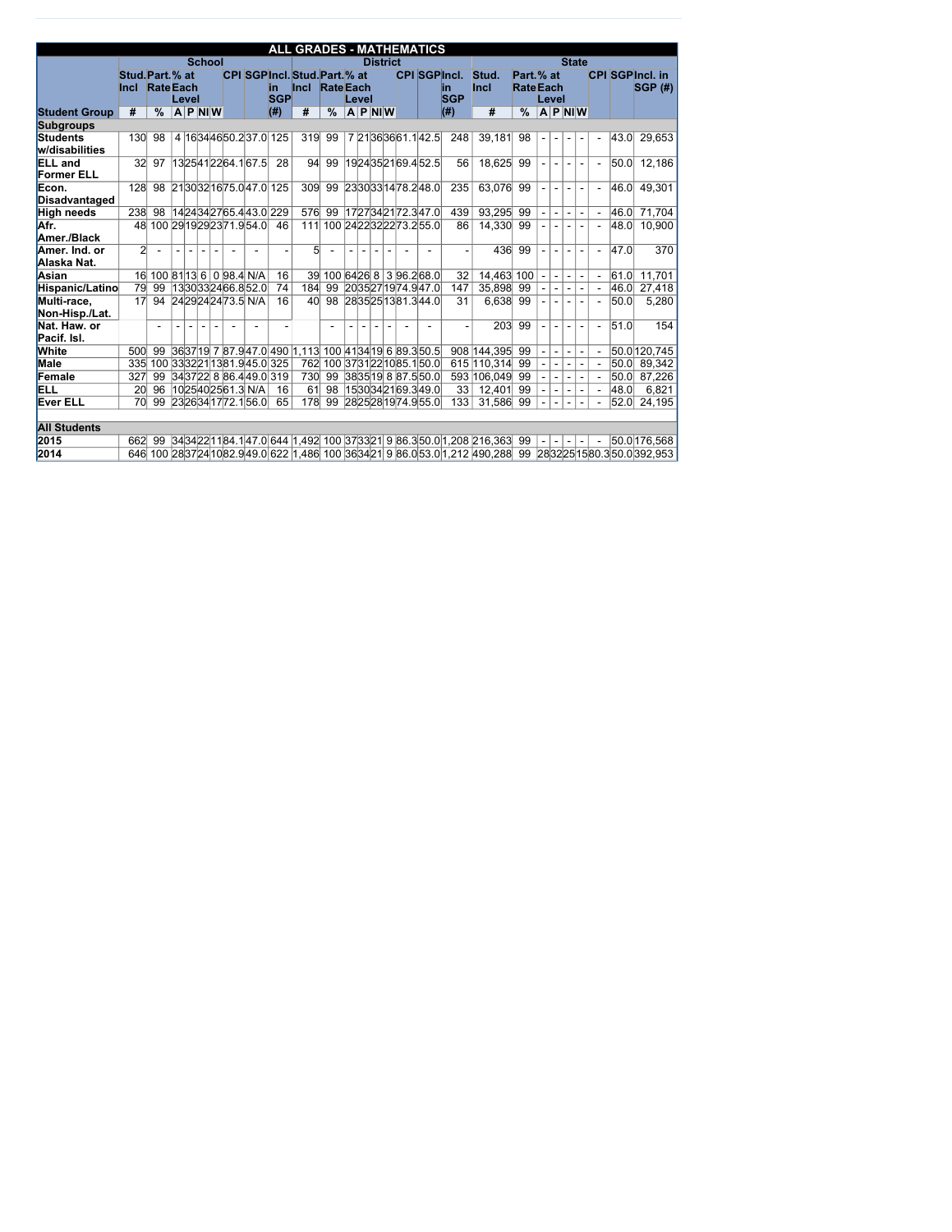| ALL GRADES - MATHEMATICS | | | | | | | | | | | | | | | | | | | | | | | | | | | | | | | | | |
|---|---|---|---|---|---|---|---|---|---|---|---|---|---|---|---|---|---|---|---|---|---|---|---|---|---|---|---|---|---|---|---|---|---|
| | School | | | | | | | | | | District | | | | | | | | | | State | | | | | | | | | | | | |
| | Stud. Incl | Part. Rate | % at Each Level | | | | CPI | SGP | Incl. in SGP | | Stud. Incl | Part. Rate | % at Each Level | | | | CPI | SGP | Incl. in SGP | | Stud. Incl | Part. Rate | % at Each Level | | | | CPI | SGP | Incl. in SGP (#) | | | | |
| Student Group | # | % | A | P | NI | W | | | (#) | | # | % | A | P | NI | W | | | (#) | | # | % | A | P | NI | W | | | | | | | |
| **Subgroups** | | | | | | | | | | | | | | | | | | | | | | | | | | | | | | | | | |
| Students w/disabilities | 130 | 98 | 4 | 16 | 34 | 46 | 50.2 | 37.0 | 125 | | 319 | 99 | 7 | 21 | 36 | 36 | 61.1 | 42.5 | 248 | | 39,181 | 98 | - | - | - | - | - | 43.0 | 29,653 | | | | |
| ELL and Former ELL | 32 | 97 | 13 | 25 | 41 | 22 | 64.1 | 67.5 | 28 | | 94 | 99 | 19 | 24 | 35 | 21 | 69.4 | 52.5 | 56 | | 18,625 | 99 | - | - | - | - | - | 50.0 | 12,186 | | | | |
| Econ. Disadvantaged | 128 | 98 | 21 | 30 | 32 | 16 | 75.0 | 47.0 | 125 | | 309 | 99 | 23 | 30 | 33 | 14 | 78.2 | 48.0 | 235 | | 63,076 | 99 | - | - | - | - | - | 46.0 | 49,301 | | | | |
| High needs | 238 | 98 | 14 | 24 | 34 | 27 | 65.4 | 43.0 | 229 | | 576 | 99 | 17 | 27 | 34 | 21 | 72.3 | 47.0 | 439 | | 93,295 | 99 | - | - | - | - | - | 46.0 | 71,704 | | | | |
| Afr. Amer./Black | 48 | 100 | 29 | 19 | 29 | 23 | 71.9 | 54.0 | 46 | | 111 | 100 | 24 | 22 | 32 | 22 | 73.2 | 55.0 | 86 | | 14,330 | 99 | - | - | - | - | - | 48.0 | 10,900 | | | | |
| Amer. Ind. or Alaska Nat. | 2 | - | - | - | - | - | - | - | - | | 5 | - | - | - | - | - | - | - | - | | 436 | 99 | - | - | - | - | - | 47.0 | 370 | | | | |
| Asian | 16 | 100 | 81 | 13 | 6 | 0 | 98.4 | N/A | 16 | | 39 | 100 | 64 | 26 | 8 | 3 | 96.2 | 68.0 | 32 | | 14,463 | 100 | - | - | - | - | - | 61.0 | 11,701 | | | | |
| Hispanic/Latino | 79 | 99 | 13 | 30 | 33 | 24 | 66.8 | 52.0 | 74 | | 184 | 99 | 20 | 35 | 27 | 19 | 74.9 | 47.0 | 147 | | 35,898 | 99 | - | - | - | - | - | 46.0 | 27,418 | | | | |
| Multi-race, Non-Hisp./Lat. | 17 | 94 | 24 | 29 | 24 | 24 | 73.5 | N/A | 16 | | 40 | 98 | 28 | 35 | 25 | 13 | 81.3 | 44.0 | 31 | | 6,638 | 99 | - | - | - | - | - | 50.0 | 5,280 | | | | |
| Nat. Haw. or Pacif. Isl. | | - | - | - | - | - | - | - | - | | | - | - | - | - | - | - | - | - | | 203 | 99 | - | - | - | - | - | 51.0 | 154 | | | | |
| White | 500 | 99 | 36 | 37 | 19 | 7 | 87.9 | 47.0 | 490 | | 1,113 | 100 | 41 | 34 | 19 | 6 | 89.3 | 50.5 | 908 | | 144,395 | 99 | - | - | - | - | - | 50.0 | 120,745 | | | | |
| Male | 335 | 100 | 33 | 32 | 21 | 13 | 81.9 | 45.0 | 325 | | 762 | 100 | 37 | 31 | 22 | 10 | 85.1 | 50.0 | 615 | | 110,314 | 99 | - | - | - | - | - | 50.0 | 89,342 | | | | |
| Female | 327 | 99 | 34 | 37 | 22 | 8 | 86.4 | 49.0 | 319 | | 730 | 99 | 38 | 35 | 19 | 8 | 87.5 | 50.0 | 593 | | 106,049 | 99 | - | - | - | - | - | 50.0 | 87,226 | | | | |
| ELL | 20 | 96 | 10 | 25 | 40 | 25 | 61.3 | N/A | 16 | | 61 | 98 | 15 | 30 | 34 | 21 | 69.3 | 49.0 | 33 | | 12,401 | 99 | - | - | - | - | - | 48.0 | 6,821 | | | | |
| Ever ELL | 70 | 99 | 23 | 26 | 34 | 17 | 72.1 | 56.0 | 65 | | 178 | 99 | 28 | 25 | 28 | 19 | 74.9 | 55.0 | 133 | | 31,586 | 99 | - | - | - | - | - | 52.0 | 24,195 | | | | |
| **All Students** | | | | | | | | | | | | | | | | | | | | | | | | | | | | | | | | | |
| 2015 | 662 | 99 | 34 | 34 | 22 | 11 | 84.1 | 47.0 | 644 | | 1,492 | 100 | 37 | 33 | 21 | 9 | 86.3 | 50.0 | 1,208 | | 216,363 | 99 | - | - | - | - | - | 50.0 | 176,568 | | | | |
| 2014 | 646 | 100 | 28 | 37 | 24 | 10 | 82.9 | 49.0 | 622 | | 1,486 | 100 | 36 | 34 | 21 | 9 | 86.0 | 53.0 | 1,212 | | 490,288 | 99 | 28 | 32 | 25 | 15 | 80.3 | 50.0 | 392,953 | | | | |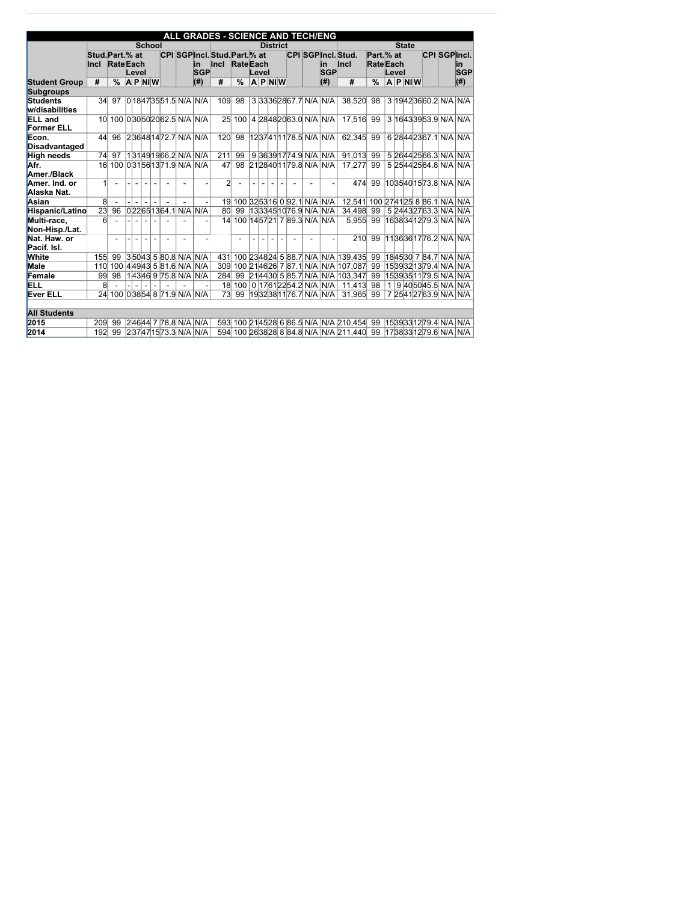| ALL GRADES - SCIENCE AND TECH/ENG | | | | | | | | | | | | | | | | | | | | | | | | | | | | | | |
|---|---|---|---|---|---|---|---|---|---|---|---|---|---|---|---|---|---|---|---|---|---|---|---|---|---|---|---|---|---|---|
| | School | | | | | | | | | | District | | | | | | | | | | State | | | | | | | | | |
| | Stud. Incl | Part. Rate | % at Each Level | | | | CPI | SGP | Incl. in SGP | Stud. Incl | Part. Rate | % at Each Level | | | | CPI | SGP | Incl. in SGP | Stud. Incl | Part. Rate | % at Each Level | | | | CPI | SGP | Incl. in SGP |
| Student Group | # | % | A | P | NI | W | | | (#) | # | % | A | P | NI | W | | | (#) | # | % | A | P | NI | W | | | (#) |
| **Subgroups** | | | | | | | | | | | | | | | | | | | | | | | | | | | |
| Students w/disabilities | 34 | 97 | 0 | 18 | 47 | 35 | 51.5 | N/A | N/A | 109 | 98 | 3 | 33 | 36 | 28 | 67.7 | N/A | N/A | 38,520 | 98 | 3 | 19 | 42 | 36 | 60.2 | N/A | N/A |
| ELL and Former ELL | 10 | 100 | 0 | 30 | 50 | 20 | 62.5 | N/A | N/A | 25 | 100 | 4 | 28 | 48 | 20 | 63.0 | N/A | N/A | 17,516 | 99 | 3 | 16 | 43 | 39 | 53.9 | N/A | N/A |
| Econ. Disadvantaged | 44 | 96 | 2 | 36 | 48 | 14 | 72.7 | N/A | N/A | 120 | 98 | 12 | 37 | 41 | 11 | 78.5 | N/A | N/A | 62,345 | 99 | 6 | 28 | 44 | 23 | 67.1 | N/A | N/A |
| High needs | 74 | 97 | 1 | 31 | 49 | 19 | 66.2 | N/A | N/A | 211 | 99 | 9 | 36 | 39 | 17 | 74.9 | N/A | N/A | 91,013 | 99 | 5 | 26 | 44 | 25 | 66.3 | N/A | N/A |
| Afr. Amer./Black | 16 | 100 | 0 | 31 | 56 | 13 | 71.9 | N/A | N/A | 47 | 98 | 21 | 28 | 40 | 11 | 79.8 | N/A | N/A | 17,277 | 99 | 5 | 25 | 44 | 25 | 64.8 | N/A | N/A |
| Amer. Ind. or Alaska Nat. | 1 | - | - | - | - | - | - | - | - | 2 | - | - | - | - | - | - | - | - | 474 | 99 | 10 | 35 | 40 | 15 | 73.8 | N/A | N/A |
| Asian | 8 | - | - | - | - | - | - | - | - | 19 | 100 | 32 | 53 | 16 | 0 | 92.1 | N/A | N/A | 12,541 | 100 | 27 | 41 | 25 | 8 | 86.1 | N/A | N/A |
| Hispanic/Latino | 23 | 96 | 0 | 22 | 65 | 13 | 64.1 | N/A | N/A | 80 | 99 | 13 | 33 | 45 | 10 | 76.9 | N/A | N/A | 34,498 | 99 | 5 | 24 | 43 | 27 | 63.3 | N/A | N/A |
| Multi-race, Non-Hisp./Lat. | 6 | - | - | - | - | - | - | - | - | 14 | 100 | 14 | 57 | 21 | 7 | 89.3 | N/A | N/A | 5,955 | 99 | 16 | 38 | 34 | 12 | 79.3 | N/A | N/A |
| Nat. Haw. or Pacif. Isl. | | - | - | - | - | - | - | - | - | | - | - | - | - | - | - | - | - | 210 | 99 | 11 | 36 | 36 | 17 | 76.2 | N/A | N/A |
| White | 155 | 99 | 3 | 50 | 43 | 5 | 80.8 | N/A | N/A | 431 | 100 | 23 | 48 | 24 | 5 | 88.7 | N/A | N/A | 139,435 | 99 | 18 | 45 | 30 | 7 | 84.7 | N/A | N/A |
| Male | 110 | 100 | 4 | 49 | 43 | 5 | 81.6 | N/A | N/A | 309 | 100 | 21 | 46 | 26 | 7 | 87.1 | N/A | N/A | 107,087 | 99 | 15 | 39 | 32 | 13 | 79.4 | N/A | N/A |
| Female | 99 | 98 | 1 | 43 | 46 | 9 | 75.8 | N/A | N/A | 284 | 99 | 21 | 44 | 30 | 5 | 85.7 | N/A | N/A | 103,347 | 99 | 15 | 39 | 35 | 11 | 79.5 | N/A | N/A |
| ELL | 8 | - | - | - | - | - | - | - | - | 18 | 100 | 0 | 17 | 61 | 22 | 54.2 | N/A | N/A | 11,413 | 98 | 1 | 9 | 40 | 50 | 45.5 | N/A | N/A |
| Ever ELL | 24 | 100 | 0 | 38 | 54 | 8 | 71.9 | N/A | N/A | 73 | 99 | 19 | 32 | 38 | 11 | 76.7 | N/A | N/A | 31,965 | 99 | 7 | 25 | 41 | 27 | 63.9 | N/A | N/A |
| | | | | | | | | | | | | | | | | | | | | | | | | | | | |
| **All Students** | | | | | | | | | | | | | | | | | | | | | | | | | | | |
| 2015 | 209 | 99 | 2 | 46 | 44 | 7 | 78.8 | N/A | N/A | 593 | 100 | 21 | 45 | 28 | 6 | 86.5 | N/A | N/A | 210,454 | 99 | 15 | 39 | 33 | 12 | 79.4 | N/A | N/A |
| 2014 | 192 | 99 | 2 | 37 | 47 | 15 | 73.3 | N/A | N/A | 594 | 100 | 26 | 38 | 28 | 8 | 84.8 | N/A | N/A | 211,440 | 99 | 17 | 38 | 33 | 12 | 79.6 | N/A | N/A |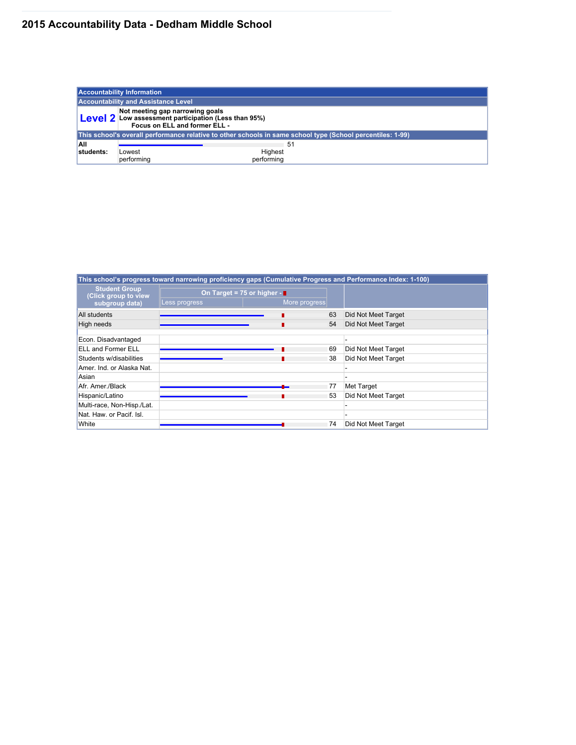# 2015 Accountability Data - Dedham Middle School

| Accountability Information | |
|---|---|
| **Accountability and Assistance Level** | |
| **Level 2** | **Not meeting gap narrowing goals**<br>**Low assessment participation (Less than 95%)**<br>**Focus on ELL and former ELL -** |
| **This school's overall performance relative to other schools in same school type (School percentiles: 1-99)** | |
| **All students:** | 51 (Lowest performing — Highest performing) |

| This school's progress toward narrowing proficiency gaps (Cumulative Progress and Performance Index: 1-100) | | | |
|---|---|---|---|
| **Student Group (Click group to view subgroup data)** | **On Target = 75 or higher** (Less progress — More progress) | | |
| All students | | 63 | Did Not Meet Target |
| High needs | | 54 | Did Not Meet Target |
| Econ. Disadvantaged | | | - |
| ELL and Former ELL | | 69 | Did Not Meet Target |
| Students w/disabilities | | 38 | Did Not Meet Target |
| Amer. Ind. or Alaska Nat. | | | - |
| Asian | | | - |
| Afr. Amer./Black | | 77 | Met Target |
| Hispanic/Latino | | 53 | Did Not Meet Target |
| Multi-race, Non-Hisp./Lat. | | | - |
| Nat. Haw. or Pacif. Isl. | | | - |
| White | | 74 | Did Not Meet Target |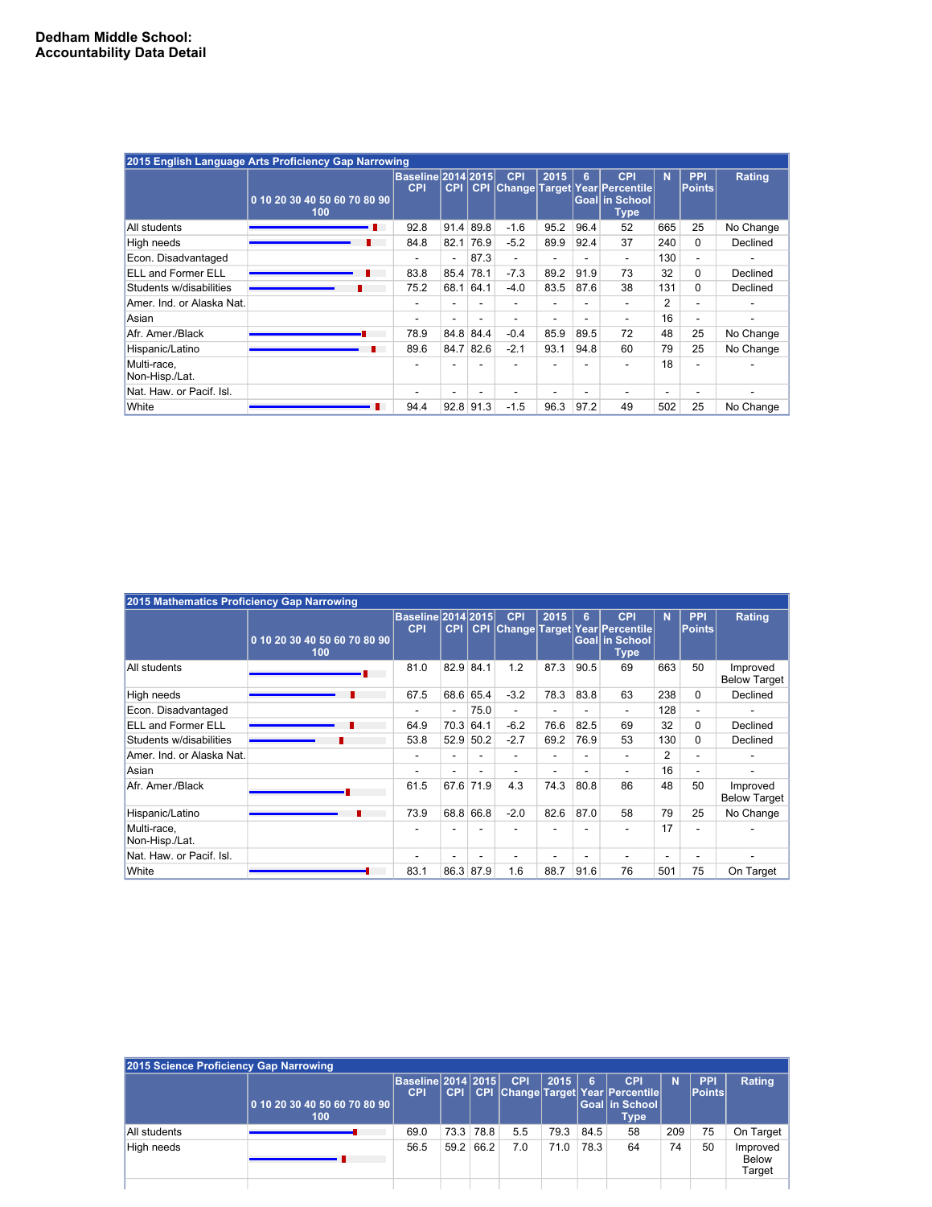**Dedham Middle School:**
**Accountability Data Detail**

| 2015 English Language Arts Proficiency Gap Narrowing | 0 10 20 30 40 50 60 70 80 90 100 | Baseline CPI | 2014 CPI | 2015 CPI | CPI Change | 2015 Target | 6 Year Goal | CPI Percentile in School Type | N | PPI Points | Rating |
|---|---|---|---|---|---|---|---|---|---|---|---|
| All students | | 92.8 | 91.4 | 89.8 | -1.6 | 95.2 | 96.4 | 52 | 665 | 25 | No Change |
| High needs | | 84.8 | 82.1 | 76.9 | -5.2 | 89.9 | 92.4 | 37 | 240 | 0 | Declined |
| Econ. Disadvantaged | | - | - | 87.3 | - | - | - | - | 130 | - | - |
| ELL and Former ELL | | 83.8 | 85.4 | 78.1 | -7.3 | 89.2 | 91.9 | 73 | 32 | 0 | Declined |
| Students w/disabilities | | 75.2 | 68.1 | 64.1 | -4.0 | 83.5 | 87.6 | 38 | 131 | 0 | Declined |
| Amer. Ind. or Alaska Nat. | | - | - | - | - | - | - | - | 2 | - | - |
| Asian | | - | - | - | - | - | - | - | 16 | - | - |
| Afr. Amer./Black | | 78.9 | 84.8 | 84.4 | -0.4 | 85.9 | 89.5 | 72 | 48 | 25 | No Change |
| Hispanic/Latino | | 89.6 | 84.7 | 82.6 | -2.1 | 93.1 | 94.8 | 60 | 79 | 25 | No Change |
| Multi-race, Non-Hisp./Lat. | | - | - | - | - | - | - | - | 18 | - | - |
| Nat. Haw. or Pacif. Isl. | | - | - | - | - | - | - | - | - | - | - |
| White | | 94.4 | 92.8 | 91.3 | -1.5 | 96.3 | 97.2 | 49 | 502 | 25 | No Change |

| 2015 Mathematics Proficiency Gap Narrowing | 0 10 20 30 40 50 60 70 80 90 100 | Baseline CPI | 2014 CPI | 2015 CPI | CPI Change | 2015 Target | 6 Year Goal | CPI Percentile in School Type | N | PPI Points | Rating |
|---|---|---|---|---|---|---|---|---|---|---|---|
| All students | | 81.0 | 82.9 | 84.1 | 1.2 | 87.3 | 90.5 | 69 | 663 | 50 | Improved Below Target |
| High needs | | 67.5 | 68.6 | 65.4 | -3.2 | 78.3 | 83.8 | 63 | 238 | 0 | Declined |
| Econ. Disadvantaged | | - | - | 75.0 | - | - | - | - | 128 | - | - |
| ELL and Former ELL | | 64.9 | 70.3 | 64.1 | -6.2 | 76.6 | 82.5 | 69 | 32 | 0 | Declined |
| Students w/disabilities | | 53.8 | 52.9 | 50.2 | -2.7 | 69.2 | 76.9 | 53 | 130 | 0 | Declined |
| Amer. Ind. or Alaska Nat. | | - | - | - | - | - | - | - | 2 | - | - |
| Asian | | - | - | - | - | - | - | - | 16 | - | - |
| Afr. Amer./Black | | 61.5 | 67.6 | 71.9 | 4.3 | 74.3 | 80.8 | 86 | 48 | 50 | Improved Below Target |
| Hispanic/Latino | | 73.9 | 68.8 | 66.8 | -2.0 | 82.6 | 87.0 | 58 | 79 | 25 | No Change |
| Multi-race, Non-Hisp./Lat. | | - | - | - | - | - | - | - | 17 | - | - |
| Nat. Haw. or Pacif. Isl. | | - | - | - | - | - | - | - | - | - | - |
| White | | 83.1 | 86.3 | 87.9 | 1.6 | 88.7 | 91.6 | 76 | 501 | 75 | On Target |

| 2015 Science Proficiency Gap Narrowing | 0 10 20 30 40 50 60 70 80 90 100 | Baseline CPI | 2014 CPI | 2015 CPI | CPI Change | 2015 Target | 6 Year Goal | CPI Percentile in School Type | N | PPI Points | Rating |
|---|---|---|---|---|---|---|---|---|---|---|---|
| All students | | 69.0 | 73.3 | 78.8 | 5.5 | 79.3 | 84.5 | 58 | 209 | 75 | On Target |
| High needs | | 56.5 | 59.2 | 66.2 | 7.0 | 71.0 | 78.3 | 64 | 74 | 50 | Improved Below Target |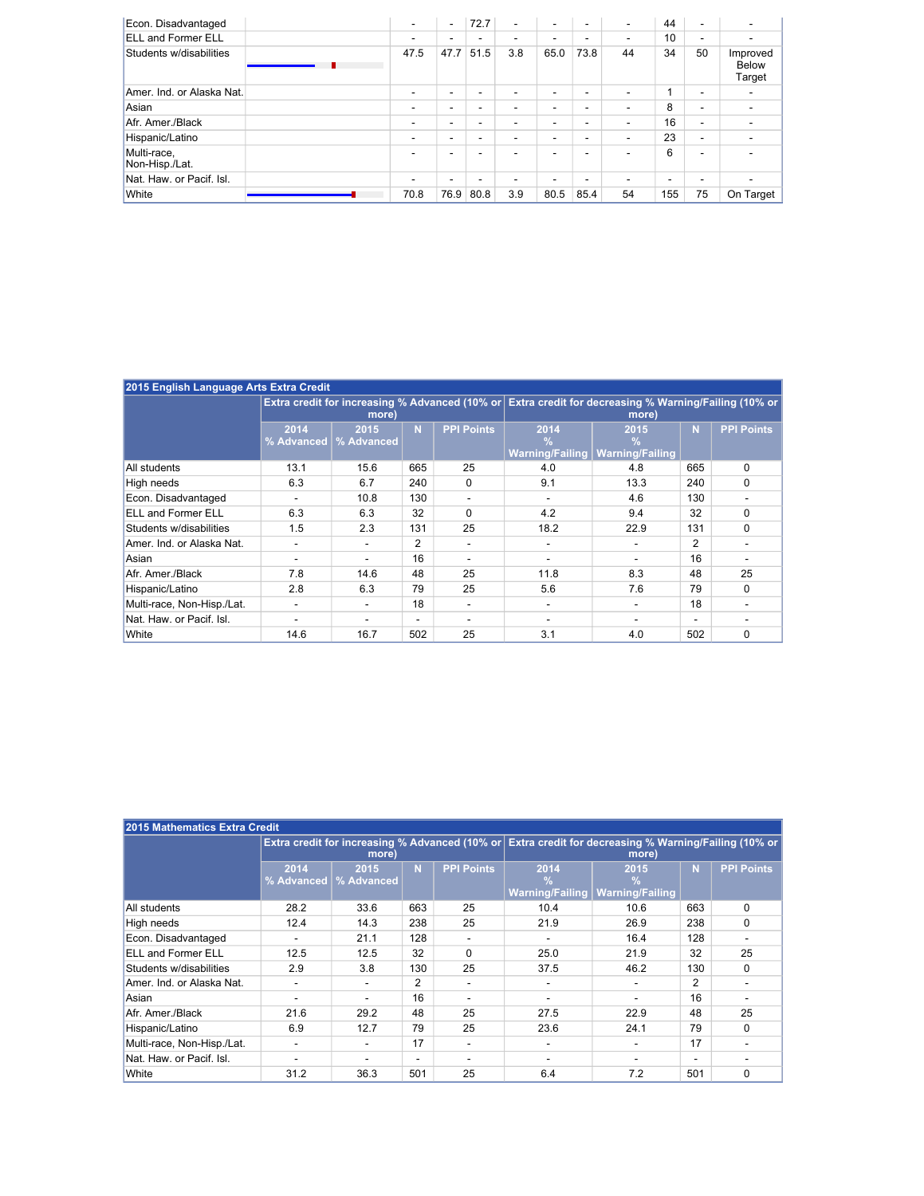| | | | | | | | | | | | |
|---|---|---|---|---|---|---|---|---|---|---|---|
| Econ. Disadvantaged | | - | - | 72.7 | - | - | - | - | 44 | - | - |
| ELL and Former ELL | | - | - | - | - | - | - | - | 10 | - | - |
| Students w/disabilities | | 47.5 | 47.7 | 51.5 | 3.8 | 65.0 | 73.8 | 44 | 34 | 50 | Improved Below Target |
| Amer. Ind. or Alaska Nat. | | - | - | - | - | - | - | - | 1 | - | - |
| Asian | | - | - | - | - | - | - | - | 8 | - | - |
| Afr. Amer./Black | | - | - | - | - | - | - | - | 16 | - | - |
| Hispanic/Latino | | - | - | - | - | - | - | - | 23 | - | - |
| Multi-race, Non-Hisp./Lat. | | - | - | - | - | - | - | - | 6 | - | - |
| Nat. Haw. or Pacif. Isl. | | - | - | - | - | - | - | - | - | - | - |
| White | | 70.8 | 76.9 | 80.8 | 3.9 | 80.5 | 85.4 | 54 | 155 | 75 | On Target |

| 2015 English Language Arts Extra Credit | | | | | | | | |
|---|---|---|---|---|---|---|---|---|
| | Extra credit for increasing % Advanced (10% or more) | | | | Extra credit for decreasing % Warning/Failing (10% or more) | | | |
| | 2014 % Advanced | 2015 % Advanced | N | PPI Points | 2014 % Warning/Failing | 2015 % Warning/Failing | N | PPI Points |
| All students | 13.1 | 15.6 | 665 | 25 | 4.0 | 4.8 | 665 | 0 |
| High needs | 6.3 | 6.7 | 240 | 0 | 9.1 | 13.3 | 240 | 0 |
| Econ. Disadvantaged | - | 10.8 | 130 | - | - | 4.6 | 130 | - |
| ELL and Former ELL | 6.3 | 6.3 | 32 | 0 | 4.2 | 9.4 | 32 | 0 |
| Students w/disabilities | 1.5 | 2.3 | 131 | 25 | 18.2 | 22.9 | 131 | 0 |
| Amer. Ind. or Alaska Nat. | - | - | 2 | - | - | - | 2 | - |
| Asian | - | - | 16 | - | - | - | 16 | - |
| Afr. Amer./Black | 7.8 | 14.6 | 48 | 25 | 11.8 | 8.3 | 48 | 25 |
| Hispanic/Latino | 2.8 | 6.3 | 79 | 25 | 5.6 | 7.6 | 79 | 0 |
| Multi-race, Non-Hisp./Lat. | - | - | 18 | - | - | - | 18 | - |
| Nat. Haw. or Pacif. Isl. | - | - | - | - | - | - | - | - |
| White | 14.6 | 16.7 | 502 | 25 | 3.1 | 4.0 | 502 | 0 |

| 2015 Mathematics Extra Credit | | | | | | | | |
|---|---|---|---|---|---|---|---|---|
| | Extra credit for increasing % Advanced (10% or more) | | | | Extra credit for decreasing % Warning/Failing (10% or more) | | | |
| | 2014 % Advanced | 2015 % Advanced | N | PPI Points | 2014 % Warning/Failing | 2015 % Warning/Failing | N | PPI Points |
| All students | 28.2 | 33.6 | 663 | 25 | 10.4 | 10.6 | 663 | 0 |
| High needs | 12.4 | 14.3 | 238 | 25 | 21.9 | 26.9 | 238 | 0 |
| Econ. Disadvantaged | - | 21.1 | 128 | - | - | 16.4 | 128 | - |
| ELL and Former ELL | 12.5 | 12.5 | 32 | 0 | 25.0 | 21.9 | 32 | 25 |
| Students w/disabilities | 2.9 | 3.8 | 130 | 25 | 37.5 | 46.2 | 130 | 0 |
| Amer. Ind. or Alaska Nat. | - | - | 2 | - | - | - | 2 | - |
| Asian | - | - | 16 | - | - | - | 16 | - |
| Afr. Amer./Black | 21.6 | 29.2 | 48 | 25 | 27.5 | 22.9 | 48 | 25 |
| Hispanic/Latino | 6.9 | 12.7 | 79 | 25 | 23.6 | 24.1 | 79 | 0 |
| Multi-race, Non-Hisp./Lat. | - | - | 17 | - | - | - | 17 | - |
| Nat. Haw. or Pacif. Isl. | - | - | - | - | - | - | - | - |
| White | 31.2 | 36.3 | 501 | 25 | 6.4 | 7.2 | 501 | 0 |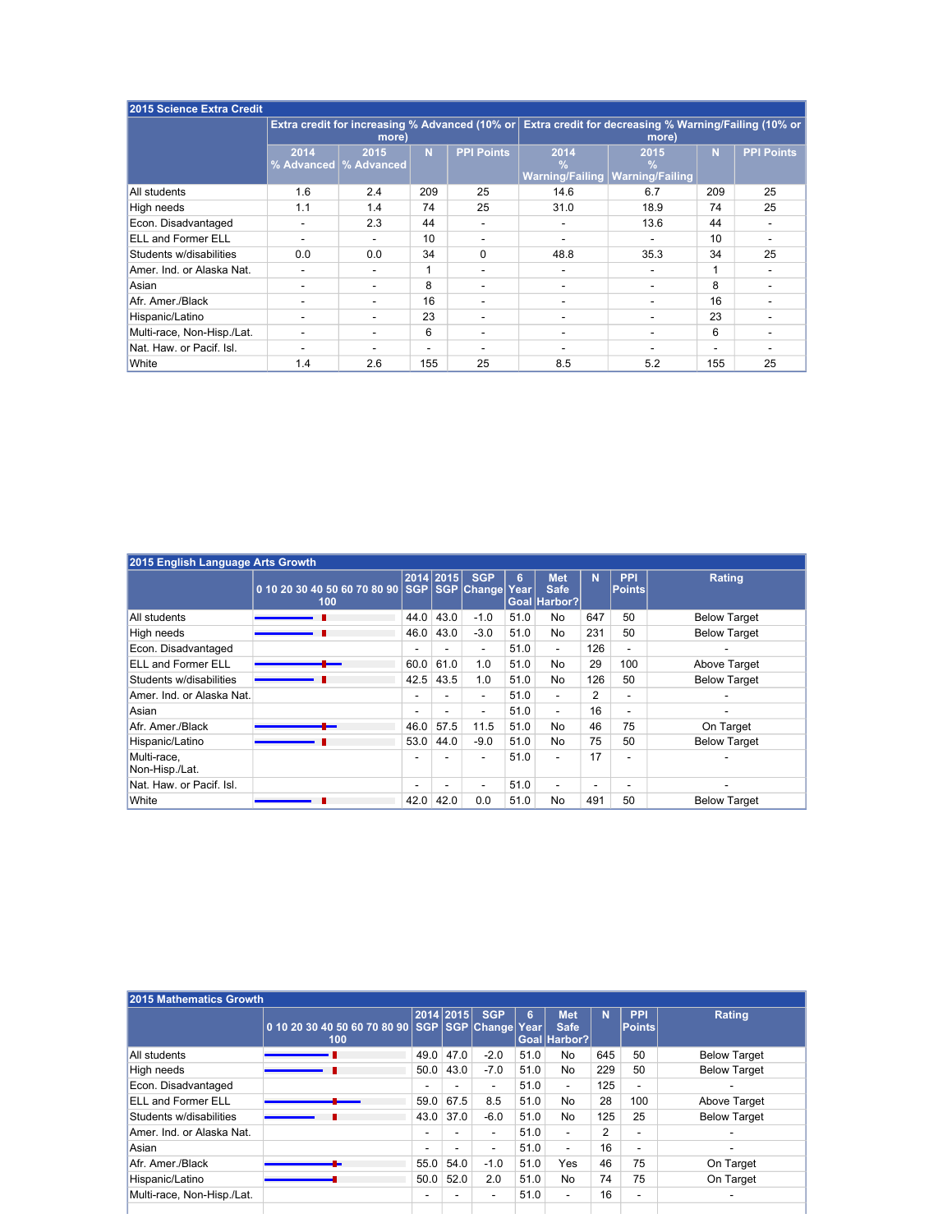## 2015 Science Extra Credit

| | Extra credit for increasing % Advanced (10% or more) | | | | Extra credit for decreasing % Warning/Failing (10% or more) | | | |
|---|---|---|---|---|---|---|---|---|
| | 2014 % Advanced | 2015 % Advanced | N | PPI Points | 2014 % Warning/Failing | 2015 % Warning/Failing | N | PPI Points |
| All students | 1.6 | 2.4 | 209 | 25 | 14.6 | 6.7 | 209 | 25 |
| High needs | 1.1 | 1.4 | 74 | 25 | 31.0 | 18.9 | 74 | 25 |
| Econ. Disadvantaged | - | 2.3 | 44 | - | - | 13.6 | 44 | - |
| ELL and Former ELL | - | - | 10 | - | - | - | 10 | - |
| Students w/disabilities | 0.0 | 0.0 | 34 | 0 | 48.8 | 35.3 | 34 | 25 |
| Amer. Ind. or Alaska Nat. | - | - | 1 | - | - | - | 1 | - |
| Asian | - | - | 8 | - | - | - | 8 | - |
| Afr. Amer./Black | - | - | 16 | - | - | - | 16 | - |
| Hispanic/Latino | - | - | 23 | - | - | - | 23 | - |
| Multi-race, Non-Hisp./Lat. | - | - | 6 | - | - | - | 6 | - |
| Nat. Haw. or Pacif. Isl. | - | - | - | - | - | - | - | - |
| White | 1.4 | 2.6 | 155 | 25 | 8.5 | 5.2 | 155 | 25 |

## 2015 English Language Arts Growth

| | 0 10 20 30 40 50 60 70 80 90 100 | 2014 SGP | 2015 SGP | SGP Change | 6 Year Goal | Met Safe Harbor? | N | PPI Points | Rating |
|---|---|---|---|---|---|---|---|---|---|
| All students | | 44.0 | 43.0 | -1.0 | 51.0 | No | 647 | 50 | Below Target |
| High needs | | 46.0 | 43.0 | -3.0 | 51.0 | No | 231 | 50 | Below Target |
| Econ. Disadvantaged | | - | - | - | 51.0 | - | 126 | - | - |
| ELL and Former ELL | | 60.0 | 61.0 | 1.0 | 51.0 | No | 29 | 100 | Above Target |
| Students w/disabilities | | 42.5 | 43.5 | 1.0 | 51.0 | No | 126 | 50 | Below Target |
| Amer. Ind. or Alaska Nat. | | - | - | - | 51.0 | - | 2 | - | - |
| Asian | | - | - | - | 51.0 | - | 16 | - | - |
| Afr. Amer./Black | | 46.0 | 57.5 | 11.5 | 51.0 | No | 46 | 75 | On Target |
| Hispanic/Latino | | 53.0 | 44.0 | -9.0 | 51.0 | No | 75 | 50 | Below Target |
| Multi-race, Non-Hisp./Lat. | | - | - | - | 51.0 | - | 17 | - | - |
| Nat. Haw. or Pacif. Isl. | | - | - | - | 51.0 | - | - | - | - |
| White | | 42.0 | 42.0 | 0.0 | 51.0 | No | 491 | 50 | Below Target |

## 2015 Mathematics Growth

| | 0 10 20 30 40 50 60 70 80 90 100 | 2014 SGP | 2015 SGP | SGP Change | 6 Year Goal | Met Safe Harbor? | N | PPI Points | Rating |
|---|---|---|---|---|---|---|---|---|---|
| All students | | 49.0 | 47.0 | -2.0 | 51.0 | No | 645 | 50 | Below Target |
| High needs | | 50.0 | 43.0 | -7.0 | 51.0 | No | 229 | 50 | Below Target |
| Econ. Disadvantaged | | - | - | - | 51.0 | - | 125 | - | - |
| ELL and Former ELL | | 59.0 | 67.5 | 8.5 | 51.0 | No | 28 | 100 | Above Target |
| Students w/disabilities | | 43.0 | 37.0 | -6.0 | 51.0 | No | 125 | 25 | Below Target |
| Amer. Ind. or Alaska Nat. | | - | - | - | 51.0 | - | 2 | - | - |
| Asian | | - | - | - | 51.0 | - | 16 | - | - |
| Afr. Amer./Black | | 55.0 | 54.0 | -1.0 | 51.0 | Yes | 46 | 75 | On Target |
| Hispanic/Latino | | 50.0 | 52.0 | 2.0 | 51.0 | No | 74 | 75 | On Target |
| Multi-race, Non-Hisp./Lat. | | - | - | - | 51.0 | - | 16 | - | - |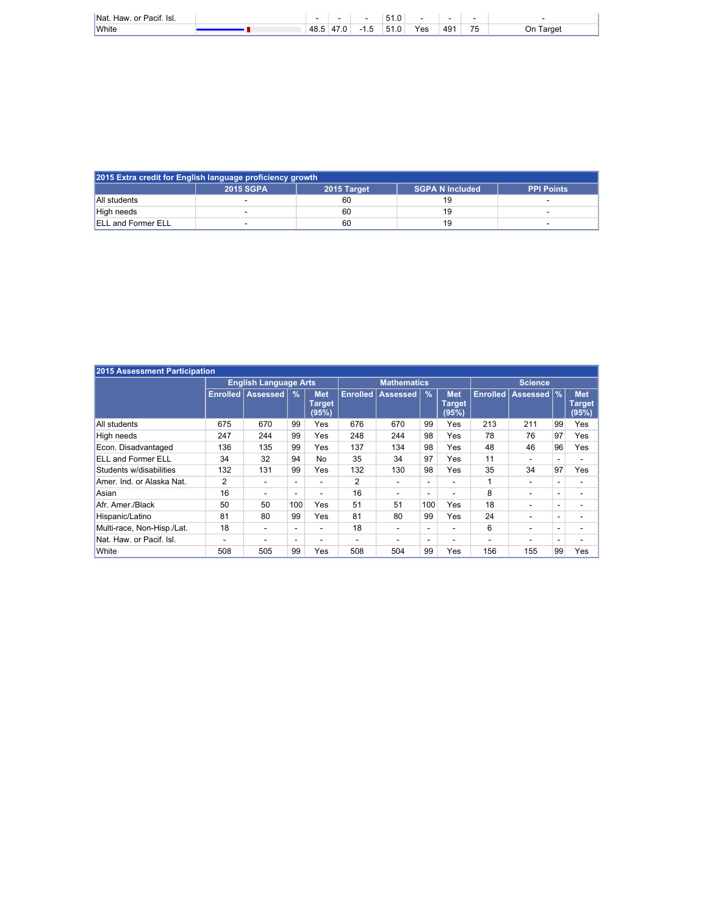| | | | | | | | | | |
|---|---|---|---|---|---|---|---|---|---|
| Nat. Haw. or Pacif. Isl. | | - | - | - | 51.0 | - | - | - | - |
| White | | 48.5 | 47.0 | -1.5 | 51.0 | Yes | 491 | 75 | On Target |

| 2015 Extra credit for English language proficiency growth | | | | |
|---|---|---|---|---|
| | 2015 SGPA | 2015 Target | SGPA N Included | PPI Points |
| All students | - | 60 | 19 | - |
| High needs | - | 60 | 19 | - |
| ELL and Former ELL | - | 60 | 19 | - |

| 2015 Assessment Participation | English Language Arts | | | | Mathematics | | | | Science | | | |
|---|---|---|---|---|---|---|---|---|---|---|---|---|
| | Enrolled | Assessed | % | Met Target (95%) | Enrolled | Assessed | % | Met Target (95%) | Enrolled | Assessed | % | Met Target (95%) |
| All students | 675 | 670 | 99 | Yes | 676 | 670 | 99 | Yes | 213 | 211 | 99 | Yes |
| High needs | 247 | 244 | 99 | Yes | 248 | 244 | 98 | Yes | 78 | 76 | 97 | Yes |
| Econ. Disadvantaged | 136 | 135 | 99 | Yes | 137 | 134 | 98 | Yes | 48 | 46 | 96 | Yes |
| ELL and Former ELL | 34 | 32 | 94 | No | 35 | 34 | 97 | Yes | 11 | - | - | - |
| Students w/disabilities | 132 | 131 | 99 | Yes | 132 | 130 | 98 | Yes | 35 | 34 | 97 | Yes |
| Amer. Ind. or Alaska Nat. | 2 | - | - | - | 2 | - | - | - | 1 | - | - | - |
| Asian | 16 | - | - | - | 16 | - | - | - | 8 | - | - | - |
| Afr. Amer./Black | 50 | 50 | 100 | Yes | 51 | 51 | 100 | Yes | 18 | - | - | - |
| Hispanic/Latino | 81 | 80 | 99 | Yes | 81 | 80 | 99 | Yes | 24 | - | - | - |
| Multi-race, Non-Hisp./Lat. | 18 | - | - | - | 18 | - | - | - | 6 | - | - | - |
| Nat. Haw. or Pacif. Isl. | - | - | - | - | - | - | - | - | - | - | - | - |
| White | 508 | 505 | 99 | Yes | 508 | 504 | 99 | Yes | 156 | 155 | 99 | Yes |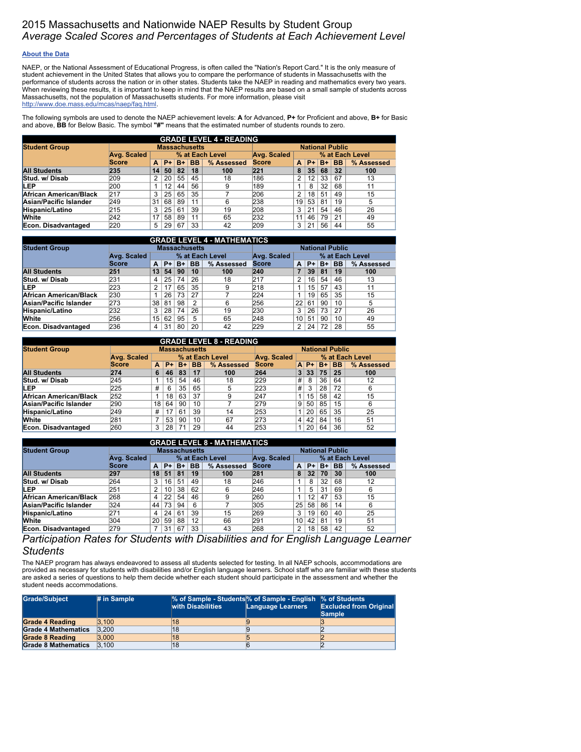# 2015 Massachusetts and Nationwide NAEP Results by Student Group

*Average Scaled Scores and Percentages of Students at Each Achievement Level*

About the Data

NAEP, or the National Assessment of Educational Progress, is often called the "Nation's Report Card." It is the only measure of student achievement in the United States that allows you to compare the performance of students in Massachusetts with the performance of students across the nation or in other states. Students take the NAEP in reading and mathematics every two years. When reviewing these results, it is important to keep in mind that the NAEP results are based on a small sample of students across Massachusetts, not the population of Massachusetts students. For more information, please visit http://www.doe.mass.edu/mcas/naep/faq.html.

The following symbols are used to denote the NAEP achievement levels: **A** for Advanced, **P+** for Proficient and above, **B+** for Basic and above, **BB** for Below Basic. The symbol **"#"** means that the estimated number of students rounds to zero.

**GRADE LEVEL 4 - READING**

| Student Group | Massachusetts | | | | | | National Public | | | | | |
|---|---|---|---|---|---|---|---|---|---|---|---|---|
| | Avg. Scaled Score | % at Each Level | | | | | Avg. Scaled Score | % at Each Level | | | | |
| | | A | P+ | B+ | BB | % Assessed | | A | P+ | B+ | BB | % Assessed |
| **All Students** | **235** | **14** | **50** | **82** | **18** | **100** | **221** | **8** | **35** | **68** | **32** | **100** |
| Stud. w/ Disab | 209 | 2 | 20 | 55 | 45 | 18 | 186 | 2 | 12 | 33 | 67 | 13 |
| LEP | 200 | 1 | 12 | 44 | 56 | 9 | 189 | 1 | 8 | 32 | 68 | 11 |
| African American/Black | 217 | 3 | 25 | 65 | 35 | 7 | 206 | 2 | 18 | 51 | 49 | 15 |
| Asian/Pacific Islander | 249 | 31 | 68 | 89 | 11 | 6 | 238 | 19 | 53 | 81 | 19 | 5 |
| Hispanic/Latino | 215 | 3 | 25 | 61 | 39 | 19 | 208 | 3 | 21 | 54 | 46 | 26 |
| White | 242 | 17 | 58 | 89 | 11 | 65 | 232 | 11 | 46 | 79 | 21 | 49 |
| Econ. Disadvantaged | 220 | 5 | 29 | 67 | 33 | 42 | 209 | 3 | 21 | 56 | 44 | 55 |

**GRADE LEVEL 4 - MATHEMATICS**

| Student Group | Massachusetts | | | | | | National Public | | | | | |
|---|---|---|---|---|---|---|---|---|---|---|---|---|
| | Avg. Scaled Score | % at Each Level | | | | | Avg. Scaled Score | % at Each Level | | | | |
| | | A | P+ | B+ | BB | % Assessed | | A | P+ | B+ | BB | % Assessed |
| **All Students** | **251** | **13** | **54** | **90** | **10** | **100** | **240** | **7** | **39** | **81** | **19** | **100** |
| Stud. w/ Disab | 231 | 4 | 25 | 74 | 26 | 18 | 217 | 2 | 16 | 54 | 46 | 13 |
| LEP | 223 | 2 | 17 | 65 | 35 | 9 | 218 | 1 | 15 | 57 | 43 | 11 |
| African American/Black | 230 | 1 | 26 | 73 | 27 | 7 | 224 | 1 | 19 | 65 | 35 | 15 |
| Asian/Pacific Islander | 273 | 38 | 81 | 98 | 2 | 6 | 256 | 22 | 61 | 90 | 10 | 5 |
| Hispanic/Latino | 232 | 3 | 28 | 74 | 26 | 19 | 230 | 3 | 26 | 73 | 27 | 26 |
| White | 256 | 15 | 62 | 95 | 5 | 65 | 248 | 10 | 51 | 90 | 10 | 49 |
| Econ. Disadvantaged | 236 | 4 | 31 | 80 | 20 | 42 | 229 | 2 | 24 | 72 | 28 | 55 |

**GRADE LEVEL 8 - READING**

| Student Group | Massachusetts | | | | | | National Public | | | | | |
|---|---|---|---|---|---|---|---|---|---|---|---|---|
| | Avg. Scaled Score | % at Each Level | | | | | Avg. Scaled Score | % at Each Level | | | | |
| | | A | P+ | B+ | BB | % Assessed | | A | P+ | B+ | BB | % Assessed |
| **All Students** | **274** | **6** | **46** | **83** | **17** | **100** | **264** | **3** | **33** | **75** | **25** | **100** |
| Stud. w/ Disab | 245 | 1 | 15 | 54 | 46 | 18 | 229 | # | 8 | 36 | 64 | 12 |
| LEP | 225 | # | 6 | 35 | 65 | 5 | 223 | # | 3 | 28 | 72 | 6 |
| African American/Black | 252 | 1 | 18 | 63 | 37 | 9 | 247 | 1 | 15 | 58 | 42 | 15 |
| Asian/Pacific Islander | 290 | 18 | 64 | 90 | 10 | 7 | 279 | 9 | 50 | 85 | 15 | 6 |
| Hispanic/Latino | 249 | # | 17 | 61 | 39 | 14 | 253 | 1 | 20 | 65 | 35 | 25 |
| White | 281 | 7 | 53 | 90 | 10 | 67 | 273 | 4 | 42 | 84 | 16 | 51 |
| Econ. Disadvantaged | 260 | 3 | 28 | 71 | 29 | 44 | 253 | 1 | 20 | 64 | 36 | 52 |

**GRADE LEVEL 8 - MATHEMATICS**

| Student Group | Massachusetts | | | | | | National Public | | | | | |
|---|---|---|---|---|---|---|---|---|---|---|---|---|
| | Avg. Scaled Score | % at Each Level | | | | | Avg. Scaled Score | % at Each Level | | | | |
| | | A | P+ | B+ | BB | % Assessed | | A | P+ | B+ | BB | % Assessed |
| **All Students** | **297** | **18** | **51** | **81** | **19** | **100** | **281** | **8** | **32** | **70** | **30** | **100** |
| Stud. w/ Disab | 264 | 3 | 16 | 51 | 49 | 18 | 246 | 1 | 8 | 32 | 68 | 12 |
| LEP | 251 | 2 | 10 | 38 | 62 | 6 | 246 | 1 | 5 | 31 | 69 | 6 |
| African American/Black | 268 | 4 | 22 | 54 | 46 | 9 | 260 | 1 | 12 | 47 | 53 | 15 |
| Asian/Pacific Islander | 324 | 44 | 73 | 94 | 6 | 7 | 305 | 25 | 58 | 86 | 14 | 6 |
| Hispanic/Latino | 271 | 4 | 24 | 61 | 39 | 15 | 269 | 3 | 19 | 60 | 40 | 25 |
| White | 304 | 20 | 59 | 88 | 12 | 66 | 291 | 10 | 42 | 81 | 19 | 51 |
| Econ. Disadvantaged | 279 | 7 | 31 | 67 | 33 | 43 | 268 | 2 | 18 | 58 | 42 | 52 |

## *Participation Rates for Students with Disabilities and for English Language Learner Students*

The NAEP program has always endeavored to assess all students selected for testing. In all NAEP schools, accommodations are provided as necessary for students with disabilities and/or English language learners. School staff who are familiar with these students are asked a series of questions to help them decide whether each student should participate in the assessment and whether the student needs accommodations.

| Grade/Subject | # in Sample | % of Sample - Students with Disabilities | % of Sample - English Language Learners | % of Students Excluded from Original Sample |
|---|---|---|---|---|
| **Grade 4 Reading** | 3,100 | 18 | 9 | 3 |
| **Grade 4 Mathematics** | 3,200 | 18 | 9 | 2 |
| **Grade 8 Reading** | 3,000 | 18 | 5 | 2 |
| **Grade 8 Mathematics** | 3,100 | 18 | 6 | 2 |